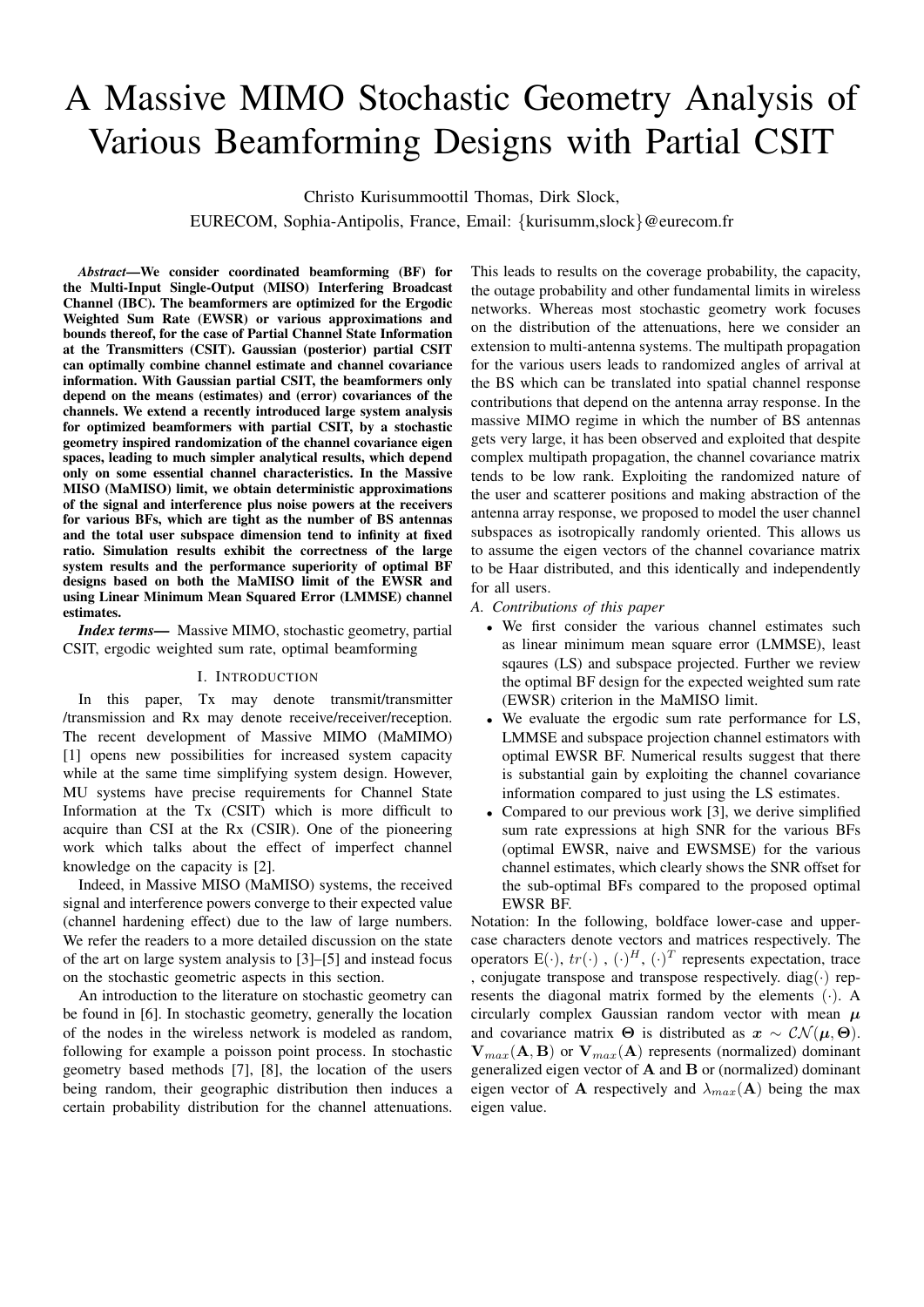# A Massive MIMO Stochastic Geometry Analysis of Various Beamforming Designs with Partial CSIT

Christo Kurisummoottil Thomas, Dirk Slock,
EURECOM, Sophia-Antipolis, France, Email: {kurisumm,slock}@eurecom.fr

***Abstract*—We consider coordinated beamforming (BF) for the Multi-Input Single-Output (MISO) Interfering Broadcast Channel (IBC). The beamformers are optimized for the Ergodic Weighted Sum Rate (EWSR) or various approximations and bounds thereof, for the case of Partial Channel State Information at the Transmitters (CSIT). Gaussian (posterior) partial CSIT can optimally combine channel estimate and channel covariance information. With Gaussian partial CSIT, the beamformers only depend on the means (estimates) and (error) covariances of the channels. We extend a recently introduced large system analysis for optimized beamformers with partial CSIT, by a stochastic geometry inspired randomization of the channel covariance eigen spaces, leading to much simpler analytical results, which depend only on some essential channel characteristics. In the Massive MISO (MaMISO) limit, we obtain deterministic approximations of the signal and interference plus noise powers at the receivers for various BFs, which are tight as the number of BS antennas and the total user subspace dimension tend to infinity at fixed ratio. Simulation results exhibit the correctness of the large system results and the performance superiority of optimal BF designs based on both the MaMISO limit of the EWSR and using Linear Minimum Mean Squared Error (LMMSE) channel estimates.**

***Index terms*— Massive MIMO, stochastic geometry, partial CSIT, ergodic weighted sum rate, optimal beamforming**

## I. Introduction

In this paper, Tx may denote transmit/transmitter /transmission and Rx may denote receive/receiver/reception. The recent development of Massive MIMO (MaMIMO) [1] opens new possibilities for increased system capacity while at the same time simplifying system design. However, MU systems have precise requirements for Channel State Information at the Tx (CSIT) which is more difficult to acquire than CSI at the Rx (CSIR). One of the pioneering work which talks about the effect of imperfect channel knowledge on the capacity is [2].

Indeed, in Massive MISO (MaMISO) systems, the received signal and interference powers converge to their expected value (channel hardening effect) due to the law of large numbers. We refer the readers to a more detailed discussion on the state of the art on large system analysis to [3]–[5] and instead focus on the stochastic geometric aspects in this section.

An introduction to the literature on stochastic geometry can be found in [6]. In stochastic geometry, generally the location of the nodes in the wireless network is modeled as random, following for example a poisson point process. In stochastic geometry based methods [7], [8], the location of the users being random, their geographic distribution then induces a certain probability distribution for the channel attenuations. This leads to results on the coverage probability, the capacity, the outage probability and other fundamental limits in wireless networks. Whereas most stochastic geometry work focuses on the distribution of the attenuations, here we consider an extension to multi-antenna systems. The multipath propagation for the various users leads to randomized angles of arrival at the BS which can be translated into spatial channel response contributions that depend on the antenna array response. In the massive MIMO regime in which the number of BS antennas gets very large, it has been observed and exploited that despite complex multipath propagation, the channel covariance matrix tends to be low rank. Exploiting the randomized nature of the user and scatterer positions and making abstraction of the antenna array response, we proposed to model the user channel subspaces as isotropically randomly oriented. This allows us to assume the eigen vectors of the channel covariance matrix to be Haar distributed, and this identically and independently for all users.

### A. Contributions of this paper

- We first consider the various channel estimates such as linear minimum mean square error (LMMSE), least sqaures (LS) and subspace projected. Further we review the optimal BF design for the expected weighted sum rate (EWSR) criterion in the MaMISO limit.
- We evaluate the ergodic sum rate performance for LS, LMMSE and subspace projection channel estimators with optimal EWSR BF. Numerical results suggest that there is substantial gain by exploiting the channel covariance information compared to just using the LS estimates.
- Compared to our previous work [3], we derive simplified sum rate expressions at high SNR for the various BFs (optimal EWSR, naive and EWSMSE) for the various channel estimates, which clearly shows the SNR offset for the sub-optimal BFs compared to the proposed optimal EWSR BF.

Notation: In the following, boldface lower-case and upper-case characters denote vectors and matrices respectively. The operators $\mathrm{E}(\cdot)$, $tr(\cdot)$ , $(\cdot)^H$, $(\cdot)^T$ represents expectation, trace , conjugate transpose and transpose respectively. $\mathrm{diag}(\cdot)$ represents the diagonal matrix formed by the elements $(\cdot)$. A circularly complex Gaussian random vector with mean $\boldsymbol{\mu}$ and covariance matrix $\boldsymbol{\Theta}$ is distributed as $\boldsymbol{x} \sim \mathcal{CN}(\boldsymbol{\mu}, \boldsymbol{\Theta})$. $\mathbf{V}_{max}(\mathbf{A}, \mathbf{B})$ or $\mathbf{V}_{max}(\mathbf{A})$ represents (normalized) dominant generalized eigen vector of $\mathbf{A}$ and $\mathbf{B}$ or (normalized) dominant eigen vector of $\mathbf{A}$ respectively and $\lambda_{max}(\mathbf{A})$ being the max eigen value.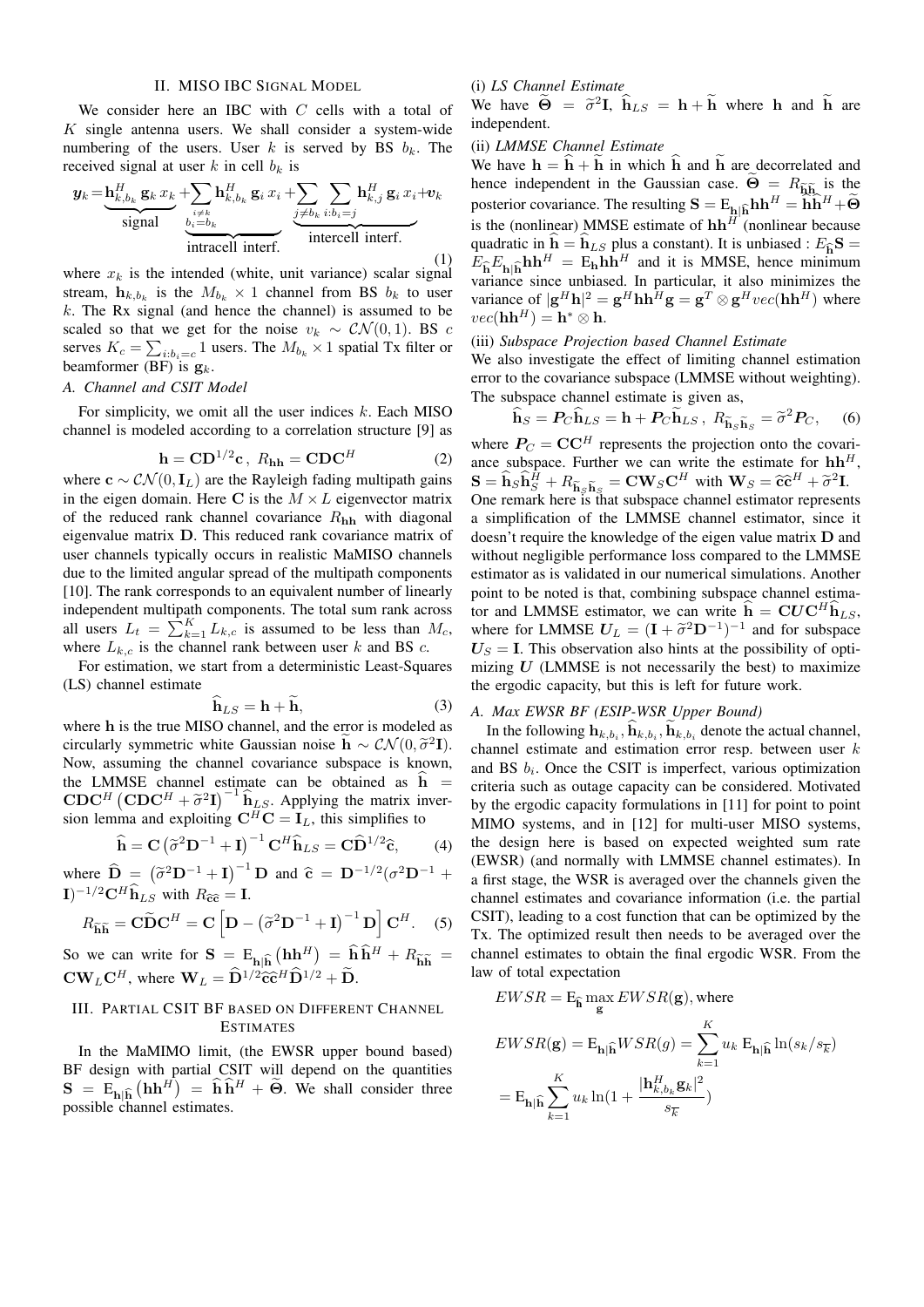## II. MISO IBC Signal Model

We consider here an IBC with $C$ cells with a total of $K$ single antenna users. We shall consider a system-wide numbering of the users. User $k$ is served by BS $b_k$. The received signal at user $k$ in cell $b_k$ is

$$\boldsymbol{y}_k = \underbrace{\mathbf{h}_{k,b_k}^H \,\mathbf{g}_k \, x_k}_{\text{signal}} + \underbrace{\sum_{\substack{i\neq k \\ b_i=b_k}} \mathbf{h}_{k,b_k}^H \,\mathbf{g}_i \, x_i}_{\text{intracell interf.}} + \underbrace{\sum_{j\neq b_k} \sum_{i:b_i=j} \mathbf{h}_{k,j}^H \,\mathbf{g}_i \, x_i}_{\text{intercell interf.}} + \boldsymbol{v}_k \tag{1}$$

where $x_k$ is the intended (white, unit variance) scalar signal stream, $\mathbf{h}_{k,b_k}$ is the $M_{b_k} \times 1$ channel from BS $b_k$ to user $k$. The Rx signal (and hence the channel) is assumed to be scaled so that we get for the noise $v_k \sim \mathcal{CN}(0,1)$. BS $c$ serves $K_c = \sum_{i:b_i=c} 1$ users. The $M_{b_k} \times 1$ spatial Tx filter or beamformer (BF) is $\mathbf{g}_k$.

### A. Channel and CSIT Model

For simplicity, we omit all the user indices $k$. Each MISO channel is modeled according to a correlation structure [9] as

$$\mathbf{h} = \mathbf{C}\mathbf{D}^{1/2}\mathbf{c}\,,\; R_{\mathbf{hh}} = \mathbf{C}\mathbf{D}\mathbf{C}^H \tag{2}$$

where $\mathbf{c} \sim \mathcal{CN}(0, \mathbf{I}_L)$ are the Rayleigh fading multipath gains in the eigen domain. Here $\mathbf{C}$ is the $M \times L$ eigenvector matrix of the reduced rank channel covariance $R_{\mathbf{hh}}$ with diagonal eigenvalue matrix $\mathbf{D}$. This reduced rank covariance matrix of user channels typically occurs in realistic MaMISO channels due to the limited angular spread of the multipath components [10]. The rank corresponds to an equivalent number of linearly independent multipath components. The total sum rank across all users $L_t = \sum_{k=1}^{K} L_{k,c}$ is assumed to be less than $M_c$, where $L_{k,c}$ is the channel rank between user $k$ and BS $c$.

For estimation, we start from a deterministic Least-Squares (LS) channel estimate

$$\widehat{\mathbf{h}}_{LS} = \mathbf{h} + \widetilde{\mathbf{h}}, \tag{3}$$

where $\mathbf{h}$ is the true MISO channel, and the error is modeled as circularly symmetric white Gaussian noise $\widetilde{\mathbf{h}} \sim \mathcal{CN}(0, \widetilde{\sigma}^2\mathbf{I})$. Now, assuming the channel covariance subspace is known, the LMMSE channel estimate can be obtained as $\widehat{\mathbf{h}} = \mathbf{C}\mathbf{D}\mathbf{C}^H\left(\mathbf{C}\mathbf{D}\mathbf{C}^H + \widetilde{\sigma}^2\mathbf{I}\right)^{-1}\widehat{\mathbf{h}}_{LS}$. Applying the matrix inversion lemma and exploiting $\mathbf{C}^H\mathbf{C} = \mathbf{I}_L$, this simplifies to

$$\widehat{\mathbf{h}} = \mathbf{C}\left(\widetilde{\sigma}^2\mathbf{D}^{-1} + \mathbf{I}\right)^{-1}\mathbf{C}^H\widehat{\mathbf{h}}_{LS} = \mathbf{C}\widehat{\mathbf{D}}^{1/2}\widehat{\mathbf{c}}, \tag{4}$$

where $\widehat{\mathbf{D}} = \left(\widetilde{\sigma}^2\mathbf{D}^{-1} + \mathbf{I}\right)^{-1}\mathbf{D}$ and $\widehat{\mathbf{c}} = \mathbf{D}^{-1/2}(\sigma^2\mathbf{D}^{-1} + \mathbf{I})^{-1/2}\mathbf{C}^H\widehat{\mathbf{h}}_{LS}$ with $R_{\widehat{\mathbf{c}}\widehat{\mathbf{c}}} = \mathbf{I}$.

$$R_{\widetilde{\mathbf{h}}\widetilde{\mathbf{h}}} = \mathbf{C}\widetilde{\mathbf{D}}\mathbf{C}^H = \mathbf{C}\left[\mathbf{D} - \left(\widetilde{\sigma}^2\mathbf{D}^{-1} + \mathbf{I}\right)^{-1}\mathbf{D}\right]\mathbf{C}^H. \tag{5}$$

So we can write for $\mathbf{S} = \mathrm{E}_{\mathbf{h}|\widehat{\mathbf{h}}}\left(\mathbf{h}\mathbf{h}^H\right) = \widehat{\mathbf{h}}\,\widehat{\mathbf{h}}^H + R_{\widetilde{\mathbf{h}}\widetilde{\mathbf{h}}} = \mathbf{C}\mathbf{W}_L\mathbf{C}^H$, where $\mathbf{W}_L = \widehat{\mathbf{D}}^{1/2}\widehat{\mathbf{c}}\widehat{\mathbf{c}}^H\widehat{\mathbf{D}}^{1/2} + \widetilde{\mathbf{D}}$.

## III. Partial CSIT BF based on Different Channel Estimates

In the MaMIMO limit, (the EWSR upper bound based) BF design with partial CSIT will depend on the quantities $\mathbf{S} = \mathrm{E}_{\mathbf{h}|\widehat{\mathbf{h}}}\left(\mathbf{h}\mathbf{h}^H\right) = \widehat{\mathbf{h}}\,\widehat{\mathbf{h}}^H + \widetilde{\mathbf{\Theta}}$. We shall consider three possible channel estimates.

(i) *LS Channel Estimate*
We have $\widetilde{\mathbf{\Theta}} = \widetilde{\sigma}^2\mathbf{I}$, $\widehat{\mathbf{h}}_{LS} = \mathbf{h} + \widetilde{\mathbf{h}}$ where $\mathbf{h}$ and $\widetilde{\mathbf{h}}$ are independent.

(ii) *LMMSE Channel Estimate*
We have $\mathbf{h} = \widehat{\mathbf{h}} + \widetilde{\mathbf{h}}$ in which $\widehat{\mathbf{h}}$ and $\widetilde{\mathbf{h}}$ are decorrelated and hence independent in the Gaussian case. $\widetilde{\mathbf{\Theta}} = R_{\widetilde{\mathbf{h}}\widetilde{\mathbf{h}}}$ is the posterior covariance. The resulting $\mathbf{S} = \mathrm{E}_{\mathbf{h}|\widehat{\mathbf{h}}}\mathbf{h}\mathbf{h}^H = \widehat{\mathbf{h}}\widehat{\mathbf{h}}^H + \widetilde{\mathbf{\Theta}}$ is the (nonlinear) MMSE estimate of $\mathbf{h}\mathbf{h}^H$ (nonlinear because quadratic in $\widehat{\mathbf{h}} = \widehat{\mathbf{h}}_{LS}$ plus a constant). It is unbiased : $E_{\widehat{\mathbf{h}}}\mathbf{S} = E_{\widehat{\mathbf{h}}}E_{\mathbf{h}|\widehat{\mathbf{h}}}\mathbf{h}\mathbf{h}^H = \mathrm{E}_{\mathbf{h}}\mathbf{h}\mathbf{h}^H$ and it is MMSE, hence minimum variance since unbiased. In particular, it also minimizes the variance of $|\mathbf{g}^H\mathbf{h}|^2 = \mathbf{g}^H\mathbf{h}\mathbf{h}^H\mathbf{g} = \mathbf{g}^T \otimes \mathbf{g}^H vec(\mathbf{h}\mathbf{h}^H)$ where $vec(\mathbf{h}\mathbf{h}^H) = \mathbf{h}^* \otimes \mathbf{h}$.

(iii) *Subspace Projection based Channel Estimate*
We also investigate the effect of limiting channel estimation error to the covariance subspace (LMMSE without weighting). The subspace channel estimate is given as,

$$\widehat{\mathbf{h}}_S = \boldsymbol{P}_C\widehat{\mathbf{h}}_{LS} = \mathbf{h} + \boldsymbol{P}_C\widetilde{\mathbf{h}}_{LS}\,,\; R_{\widetilde{\mathbf{h}}_S\widetilde{\mathbf{h}}_S} = \widetilde{\sigma}^2\boldsymbol{P}_C, \tag{6}$$

where $\boldsymbol{P}_C = \mathbf{C}\mathbf{C}^H$ represents the projection onto the covariance subspace. Further we can write the estimate for $\mathbf{h}\mathbf{h}^H$, $\mathbf{S} = \widehat{\mathbf{h}}_S\widehat{\mathbf{h}}_S^H + R_{\widetilde{\mathbf{h}}_S\widetilde{\mathbf{h}}_S} = \mathbf{C}\mathbf{W}_S\mathbf{C}^H$ with $\mathbf{W}_S = \widehat{\mathbf{c}}\widehat{\mathbf{c}}^H + \widetilde{\sigma}^2\mathbf{I}$. One remark here is that subspace channel estimator represents a simplification of the LMMSE channel estimator, since it doesn't require the knowledge of the eigen value matrix $\mathbf{D}$ and without negligible performance loss compared to the LMMSE estimator as is validated in our numerical simulations. Another point to be noted is that, combining subspace channel estimator and LMMSE estimator, we can write $\widehat{\mathbf{h}} = \mathbf{C}\boldsymbol{U}\mathbf{C}^H\widehat{\mathbf{h}}_{LS}$, where for LMMSE $\boldsymbol{U}_L = (\mathbf{I} + \widetilde{\sigma}^2\mathbf{D}^{-1})^{-1}$ and for subspace $\boldsymbol{U}_S = \mathbf{I}$. This observation also hints at the possibility of optimizing $\boldsymbol{U}$ (LMMSE is not necessarily the best) to maximize the ergodic capacity, but this is left for future work.

### A. Max EWSR BF (ESIP-WSR Upper Bound)

In the following $\mathbf{h}_{k,b_i}, \widehat{\mathbf{h}}_{k,b_i}, \widetilde{\mathbf{h}}_{k,b_i}$ denote the actual channel, channel estimate and estimation error resp. between user $k$ and BS $b_i$. Once the CSIT is imperfect, various optimization criteria such as outage capacity can be considered. Motivated by the ergodic capacity formulations in [11] for point to point MIMO systems, and in [12] for multi-user MISO systems, the design here is based on expected weighted sum rate (EWSR) (and normally with LMMSE channel estimates). In a first stage, the WSR is averaged over the channels given the channel estimates and covariance information (i.e. the partial CSIT), leading to a cost function that can be optimized by the Tx. The optimized result then needs to be averaged over the channel estimates to obtain the final ergodic WSR. From the law of total expectation

$$EWSR = \mathrm{E}_{\widehat{\mathbf{h}}} \max_{\mathbf{g}} EWSR(\mathbf{g}), \text{where}$$

$$EWSR(\mathbf{g}) = \mathrm{E}_{\mathbf{h}|\widehat{\mathbf{h}}}WSR(g) = \sum_{k=1}^{K} u_k\; \mathrm{E}_{\mathbf{h}|\widehat{\mathbf{h}}} \ln(s_k/s_{\overline{k}})$$

$$= \mathrm{E}_{\mathbf{h}|\widehat{\mathbf{h}}} \sum_{k=1}^{K} u_k \ln(1 + \frac{|\mathbf{h}_{k,b_k}^H\mathbf{g}_k|^2}{s_{\overline{k}}})$$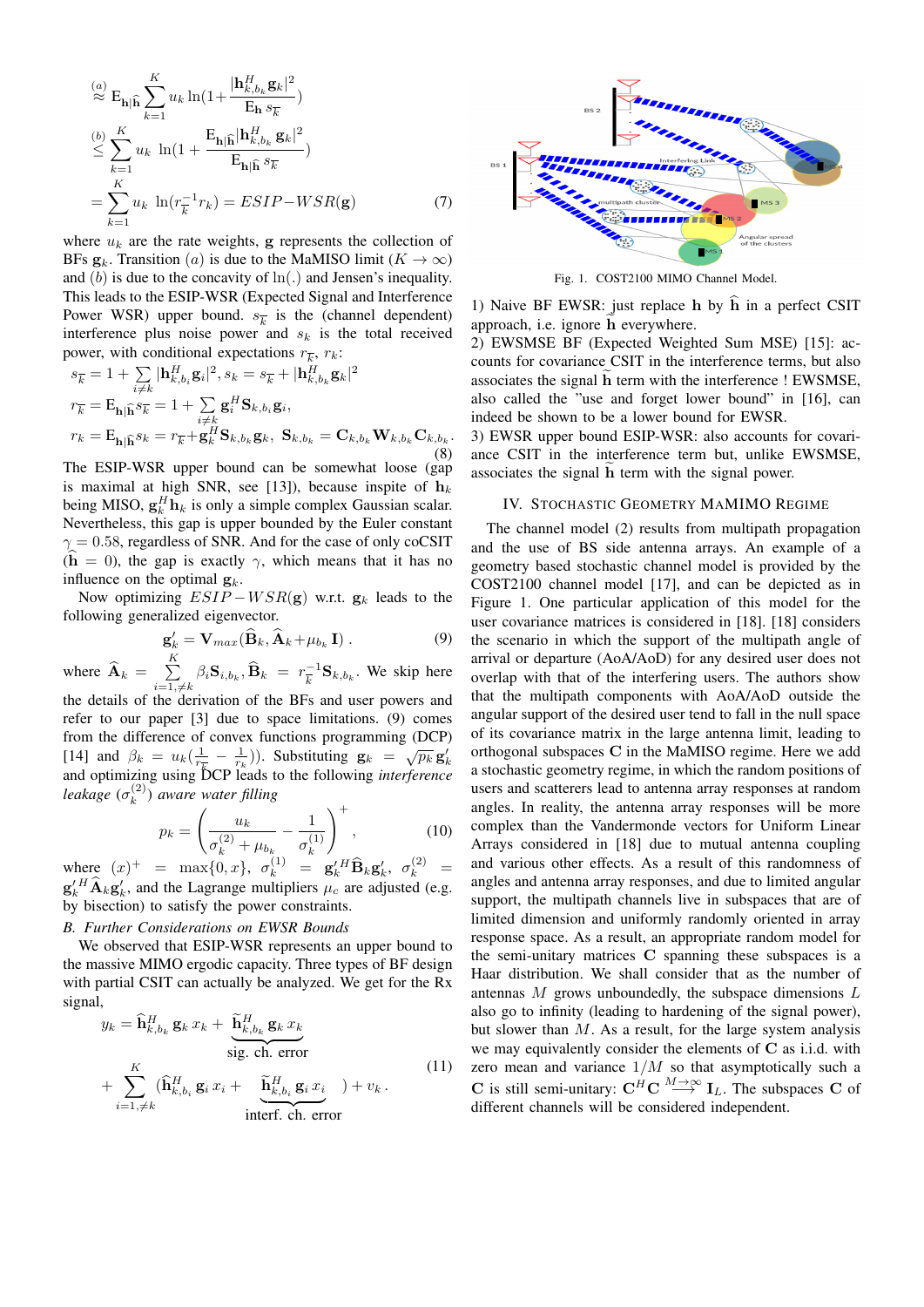$$
\begin{aligned}
&\overset{(a)}{\approx} \mathrm{E}_{\mathbf{h}|\widehat{\mathbf{h}}} \sum_{k=1}^{K} u_k \ln(1+\frac{|\mathbf{h}_{k,b_k}^H \mathbf{g}_k|^2}{\mathrm{E}_{\mathbf{h}}\, s_{\overline{k}}})\\
&\overset{(b)}{\leq} \sum_{k=1}^{K} u_k \ \ln(1+\frac{\mathrm{E}_{\mathbf{h}|\widehat{\mathbf{h}}} |\mathbf{h}_{k,b_k}^H \mathbf{g}_k|^2}{\mathrm{E}_{\mathbf{h}|\widehat{\mathbf{h}}}\, s_{\overline{k}}})\\
&= \sum_{k=1}^{K} u_k \ \ln(r_{\overline{k}}^{-1} r_k) = ESIP\!-\!WSR(\mathbf{g}) \qquad (7)
\end{aligned}
$$

where $u_k$ are the rate weights, $\mathbf{g}$ represents the collection of BFs $\mathbf{g}_k$. Transition $(a)$ is due to the MaMISO limit ($K \to \infty$) and $(b)$ is due to the concavity of $\ln(.)$ and Jensen's inequality. This leads to the ESIP-WSR (Expected Signal and Interference Power WSR) upper bound. $s_{\overline{k}}$ is the (channel dependent) interference plus noise power and $s_k$ is the total received power, with conditional expectations $r_{\overline{k}}$, $r_k$:

$$
\begin{aligned}
s_{\overline{k}} &= 1 + \sum_{i \neq k} |\mathbf{h}_{k,b_i}^H \mathbf{g}_i|^2, s_k = s_{\overline{k}} + |\mathbf{h}_{k,b_k}^H \mathbf{g}_k|^2\\
r_{\overline{k}} &= \mathrm{E}_{\mathbf{h}|\widehat{\mathbf{h}}} s_{\overline{k}} = 1 + \sum_{i \neq k} \mathbf{g}_i^H \mathbf{S}_{k,b_i} \mathbf{g}_i,\\
r_k &= \mathrm{E}_{\mathbf{h}|\widehat{\mathbf{h}}} s_k = r_{\overline{k}} + \mathbf{g}_k^H \mathbf{S}_{k,b_k} \mathbf{g}_k,\ \mathbf{S}_{k,b_k} = \mathbf{C}_{k,b_k} \mathbf{W}_{k,b_k} \mathbf{C}_{k,b_k}.
\end{aligned} \qquad (8)
$$

The ESIP-WSR upper bound can be somewhat loose (gap is maximal at high SNR, see [13]), because inspite of $\mathbf{h}_k$ being MISO, $\mathbf{g}_k^H \mathbf{h}_k$ is only a simple complex Gaussian scalar. Nevertheless, this gap is upper bounded by the Euler constant $\gamma = 0.58$, regardless of SNR. And for the case of only coCSIT ($\widehat{\mathbf{h}} = 0$), the gap is exactly $\gamma$, which means that it has no influence on the optimal $\mathbf{g}_k$.

Now optimizing $ESIP-WSR(\mathbf{g})$ w.r.t. $\mathbf{g}_k$ leads to the following generalized eigenvector.

$$
\mathbf{g}_k' = \mathbf{V}_{max}(\widehat{\mathbf{B}}_k, \widehat{\mathbf{A}}_k + \mu_{b_k} \mathbf{I}) \ . \qquad (9)
$$

where $\widehat{\mathbf{A}}_k = \sum_{i=1, \neq k}^{K} \beta_i \mathbf{S}_{i,b_k}, \widehat{\mathbf{B}}_k = r_{\overline{k}}^{-1} \mathbf{S}_{k,b_k}$. We skip here the details of the derivation of the BFs and user powers and refer to our paper [3] due to space limitations. (9) comes from the difference of convex functions programming (DCP) [14] and $\beta_k = u_k(\frac{1}{r_{\overline{k}}} - \frac{1}{r_k})$). Substituting $\mathbf{g}_k = \sqrt{p_k}\, \mathbf{g}_k'$ and optimizing using DCP leads to the following *interference leakage* ($\sigma_k^{(2)}$) *aware water filling*

$$
p_k = \left( \frac{u_k}{\sigma_k^{(2)} + \mu_{b_k}} - \frac{1}{\sigma_k^{(1)}} \right)^+ , \qquad (10)
$$

where $(x)^+ = \max\{0, x\}$, $\sigma_k^{(1)} = \mathbf{g}_k'^H \widehat{\mathbf{B}}_k \mathbf{g}_k'$, $\sigma_k^{(2)} = \mathbf{g}_k'^H \widehat{\mathbf{A}}_k \mathbf{g}_k'$, and the Lagrange multipliers $\mu_c$ are adjusted (e.g. by bisection) to satisfy the power constraints.

### *B. Further Considerations on EWSR Bounds*

We observed that ESIP-WSR represents an upper bound to the massive MIMO ergodic capacity. Three types of BF design with partial CSIT can actually be analyzed. We get for the Rx signal,

$$
\begin{aligned}
y_k = \widehat{\mathbf{h}}_{k,b_k}^H \mathbf{g}_k x_k + \underbrace{\widetilde{\mathbf{h}}_{k,b_k}^H \mathbf{g}_k x_k}_{\text{sig. ch. error}}\\
+ \sum_{i=1, \neq k}^{K} (\widehat{\mathbf{h}}_{k,b_i}^H \mathbf{g}_i x_i + \underbrace{\widetilde{\mathbf{h}}_{k,b_i}^H \mathbf{g}_i x_i}_{\text{interf. ch. error}}) + v_k \, .
\end{aligned} \qquad (11)
$$

Fig. 1. COST2100 MIMO Channel Model.

1) Naive BF EWSR: just replace $\mathbf{h}$ by $\widehat{\mathbf{h}}$ in a perfect CSIT approach, i.e. ignore $\widetilde{\mathbf{h}}$ everywhere.
2) EWSMSE BF (Expected Weighted Sum MSE) [15]: accounts for covariance CSIT in the interference terms, but also associates the signal $\widetilde{\mathbf{h}}$ term with the interference ! EWSMSE, also called the "use and forget lower bound" in [16], can indeed be shown to be a lower bound for EWSR.
3) EWSR upper bound ESIP-WSR: also accounts for covariance CSIT in the interference term but, unlike EWSMSE, associates the signal $\widetilde{\mathbf{h}}$ term with the signal power.

## IV. Stochastic Geometry MaMIMO Regime

The channel model (2) results from multipath propagation and the use of BS side antenna arrays. An example of a geometry based stochastic channel model is provided by the COST2100 channel model [17], and can be depicted as in Figure 1. One particular application of this model for the user covariance matrices is considered in [18]. [18] considers the scenario in which the support of the multipath angle of arrival or departure (AoA/AoD) for any desired user does not overlap with that of the interfering users. The authors show that the multipath components with AoA/AoD outside the angular support of the desired user tend to fall in the null space of its covariance matrix in the large antenna limit, leading to orthogonal subspaces $\mathbf{C}$ in the MaMISO regime. Here we add a stochastic geometry regime, in which the random positions of users and scatterers lead to antenna array responses at random angles. In reality, the antenna array responses will be more complex than the Vandermonde vectors for Uniform Linear Arrays considered in [18] due to mutual antenna coupling and various other effects. As a result of this randomness of angles and antenna array responses, and due to limited angular support, the multipath channels live in subspaces that are of limited dimension and uniformly randomly oriented in array response space. As a result, an appropriate random model for the semi-unitary matrices $\mathbf{C}$ spanning these subspaces is a Haar distribution. We shall consider that as the number of antennas $M$ grows unboundedly, the subspace dimensions $L$ also go to infinity (leading to hardening of the signal power), but slower than $M$. As a result, for the large system analysis we may equivalently consider the elements of $\mathbf{C}$ as i.i.d. with zero mean and variance $1/M$ so that asymptotically such a $\mathbf{C}$ is still semi-unitary: $\mathbf{C}^H \mathbf{C} \overset{M \to \infty}{\longrightarrow} \mathbf{I}_L$. The subspaces $\mathbf{C}$ of different channels will be considered independent.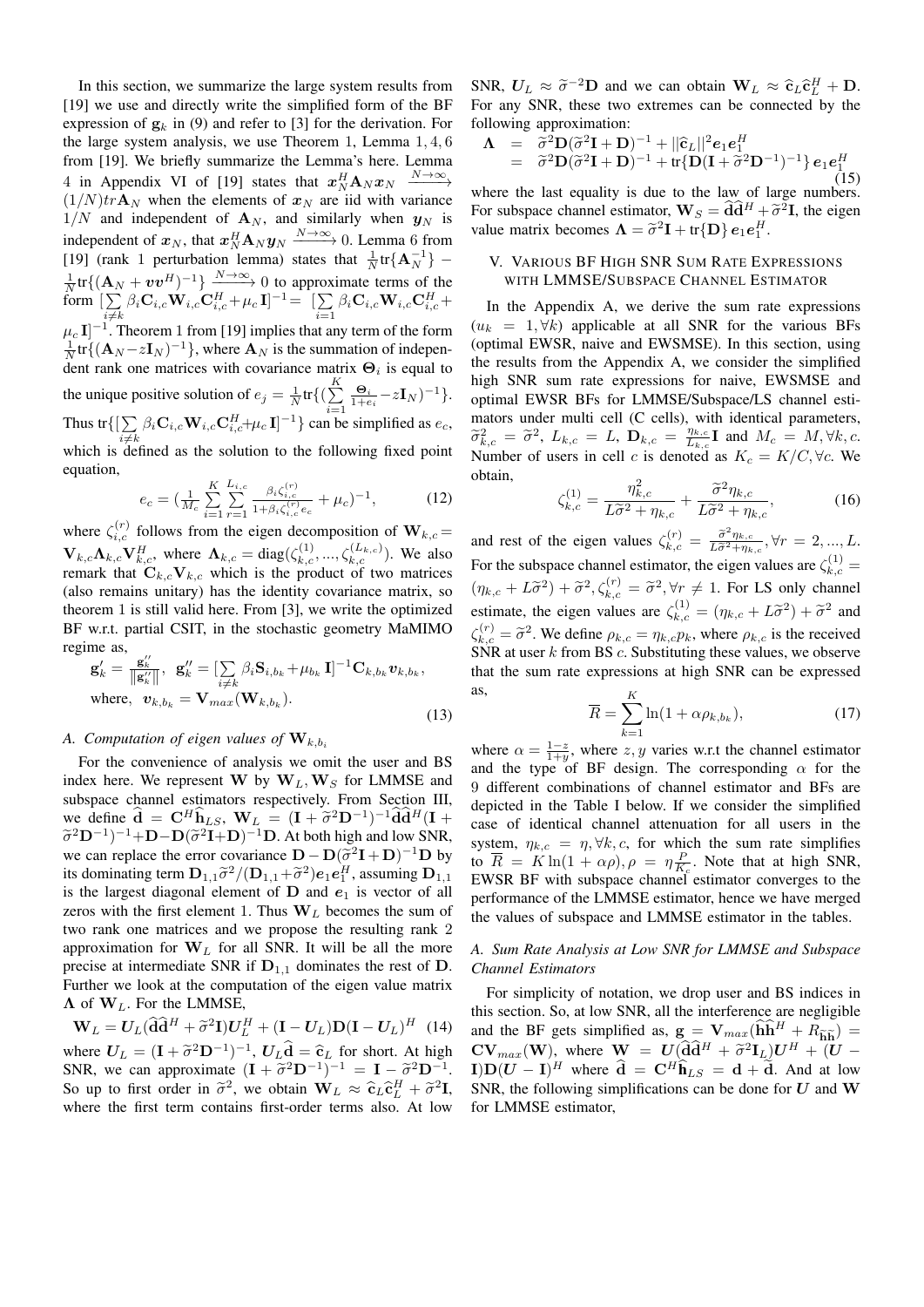In this section, we summarize the large system results from [19] we use and directly write the simplified form of the BF expression of $\mathbf{g}_k$ in (9) and refer to [3] for the derivation. For the large system analysis, we use Theorem 1, Lemma 1, 4, 6 from [19]. We briefly summarize the Lemma's here. Lemma 4 in Appendix VI of [19] states that $\boldsymbol{x}_N^H \mathbf{A}_N \boldsymbol{x}_N \xrightarrow{N\to\infty} (1/N)tr\mathbf{A}_N$ when the elements of $\boldsymbol{x}_N$ are iid with variance $1/N$ and independent of $\mathbf{A}_N$, and similarly when $\boldsymbol{y}_N$ is independent of $\boldsymbol{x}_N$, that $\boldsymbol{x}_N^H \mathbf{A}_N \boldsymbol{y}_N \xrightarrow{N\to\infty} 0$. Lemma 6 from [19] (rank 1 perturbation lemma) states that $\frac{1}{N}\text{tr}\{\mathbf{A}_N^{-1}\} - \frac{1}{N}\text{tr}\{(\mathbf{A}_N + \boldsymbol{v}\boldsymbol{v}^H)^{-1}\} \xrightarrow{N\to\infty} 0$ to approximate terms of the form $[\sum_{i\neq k} \beta_i \mathbf{C}_{i,c}\mathbf{W}_{i,c}\mathbf{C}_{i,c}^H + \mu_c \mathbf{I}]^{-1} = [\sum_{i=1} \beta_i \mathbf{C}_{i,c}\mathbf{W}_{i,c}\mathbf{C}_{i,c}^H + \mu_c \mathbf{I}]^{-1}$. Theorem 1 from [19] implies that any term of the form $\frac{1}{N}\text{tr}\{(\mathbf{A}_N - z\mathbf{I}_N)^{-1}\}$, where $\mathbf{A}_N$ is the summation of independent rank one matrices with covariance matrix $\boldsymbol{\Theta}_i$ is equal to the unique positive solution of $e_j = \frac{1}{N}\text{tr}\{(\sum_{i=1}^{K} \frac{\boldsymbol{\Theta}_i}{1+e_i} - z\mathbf{I}_N)^{-1}\}$. Thus $\text{tr}\{[\sum_{i\neq k} \beta_i \mathbf{C}_{i,c}\mathbf{W}_{i,c}\mathbf{C}_{i,c}^H + \mu_c \mathbf{I}]^{-1}\}$ can be simplified as $e_c$, which is defined as the solution to the following fixed point equation,

$$e_c = \left(\frac{1}{M_c}\sum_{i=1}^{K}\sum_{r=1}^{L_{i,c}} \frac{\beta_i \zeta_{i,c}^{(r)}}{1+\beta_i \zeta_{i,c}^{(r)} e_c} + \mu_c\right)^{-1}, \tag{12}$$

where $\zeta_{i,c}^{(r)}$ follows from the eigen decomposition of $\mathbf{W}_{k,c} = \mathbf{V}_{k,c}\boldsymbol{\Lambda}_{k,c}\mathbf{V}_{k,c}^H$, where $\boldsymbol{\Lambda}_{k,c} = \text{diag}(\zeta_{k,c}^{(1)}, ..., \zeta_{k,c}^{(L_{k,c})})$. We also remark that $\mathbf{C}_{k,c}\mathbf{V}_{k,c}$ which is the product of two matrices (also remains unitary) has the identity covariance matrix, so theorem 1 is still valid here. From [3], we write the optimized BF w.r.t. partial CSIT, in the stochastic geometry MaMIMO regime as,

$$\mathbf{g}_k' = \frac{\mathbf{g}_k''}{\|\mathbf{g}_k''\|}, \;\; \mathbf{g}_k'' = [\sum_{i\neq k} \beta_i \mathbf{S}_{i,b_k} + \mu_{b_k} \mathbf{I}]^{-1} \mathbf{C}_{k,b_k}\boldsymbol{v}_{k,b_k},$$
$$\text{where,} \;\; \boldsymbol{v}_{k,b_k} = \mathbf{V}_{max}(\mathbf{W}_{k,b_k}). \tag{13}$$

### A. Computation of eigen values of $\mathbf{W}_{k,b_i}$

For the convenience of analysis we omit the user and BS index here. We represent $\mathbf{W}$ by $\mathbf{W}_L, \mathbf{W}_S$ for LMMSE and subspace channel estimators respectively. From Section III, we define $\widehat{\mathbf{d}} = \mathbf{C}^H\widehat{\mathbf{h}}_{LS}$, $\mathbf{W}_L = (\mathbf{I} + \widetilde{\sigma}^2\mathbf{D}^{-1})^{-1}\widehat{\mathbf{d}}\widehat{\mathbf{d}}^H(\mathbf{I} + \widetilde{\sigma}^2\mathbf{D}^{-1})^{-1} + \mathbf{D} - \mathbf{D}(\widetilde{\sigma}^2\mathbf{I} + \mathbf{D})^{-1}\mathbf{D}$. At both high and low SNR, we can replace the error covariance $\mathbf{D} - \mathbf{D}(\widetilde{\sigma}^2\mathbf{I} + \mathbf{D})^{-1}\mathbf{D}$ by its dominating term $\mathbf{D}_{1,1}\widetilde{\sigma}^2/(\mathbf{D}_{1,1} + \widetilde{\sigma}^2)\boldsymbol{e}_1\boldsymbol{e}_1^H$, assuming $\mathbf{D}_{1,1}$ is the largest diagonal element of $\mathbf{D}$ and $\boldsymbol{e}_1$ is vector of all zeros with the first element 1. Thus $\mathbf{W}_L$ becomes the sum of two rank one matrices and we propose the resulting rank 2 approximation for $\mathbf{W}_L$ for all SNR. It will be all the more precise at intermediate SNR if $\mathbf{D}_{1,1}$ dominates the rest of $\mathbf{D}$. Further we look at the computation of the eigen value matrix $\boldsymbol{\Lambda}$ of $\mathbf{W}_L$. For the LMMSE,

$$\mathbf{W}_L = \boldsymbol{U}_L(\widehat{\mathbf{d}}\widehat{\mathbf{d}}^H + \widetilde{\sigma}^2\mathbf{I})\boldsymbol{U}_L^H + (\mathbf{I} - \boldsymbol{U}_L)\mathbf{D}(\mathbf{I} - \boldsymbol{U}_L)^H \tag{14}$$

where $\boldsymbol{U}_L = (\mathbf{I} + \widetilde{\sigma}^2\mathbf{D}^{-1})^{-1}$, $\boldsymbol{U}_L\widehat{\mathbf{d}} = \widehat{\mathbf{c}}_L$ for short. At high SNR, we can approximate $(\mathbf{I} + \widetilde{\sigma}^2\mathbf{D}^{-1})^{-1} = \mathbf{I} - \widetilde{\sigma}^2\mathbf{D}^{-1}$. So up to first order in $\widetilde{\sigma}^2$, we obtain $\mathbf{W}_L \approx \widehat{\mathbf{c}}_L\widehat{\mathbf{c}}_L^H + \widetilde{\sigma}^2\mathbf{I}$, where the first term contains first-order terms also. At low SNR, $\boldsymbol{U}_L \approx \widetilde{\sigma}^{-2}\mathbf{D}$ and we can obtain $\mathbf{W}_L \approx \widehat{\mathbf{c}}_L\widehat{\mathbf{c}}_L^H + \mathbf{D}$. For any SNR, these two extremes can be connected by the following approximation:

$$\begin{aligned}\boldsymbol{\Lambda} &= \widetilde{\sigma}^2\mathbf{D}(\widetilde{\sigma}^2\mathbf{I} + \mathbf{D})^{-1} + ||\widehat{\mathbf{c}}_L||^2\boldsymbol{e}_1\boldsymbol{e}_1^H \\ &= \widetilde{\sigma}^2\mathbf{D}(\widetilde{\sigma}^2\mathbf{I} + \mathbf{D})^{-1} + \text{tr}\{\mathbf{D}(\mathbf{I} + \widetilde{\sigma}^2\mathbf{D}^{-1})^{-1}\}\,\boldsymbol{e}_1\boldsymbol{e}_1^H\end{aligned} \tag{15}$$

where the last equality is due to the law of large numbers. For subspace channel estimator, $\mathbf{W}_S = \widehat{\mathbf{d}}\widehat{\mathbf{d}}^H + \widetilde{\sigma}^2\mathbf{I}$, the eigen value matrix becomes $\boldsymbol{\Lambda} = \widetilde{\sigma}^2\mathbf{I} + \text{tr}\{\mathbf{D}\}\,\boldsymbol{e}_1\boldsymbol{e}_1^H$.

## V. Various BF High SNR Sum Rate Expressions with LMMSE/Subspace Channel Estimator

In the Appendix A, we derive the sum rate expressions ($u_k = 1, \forall k$) applicable at all SNR for the various BFs (optimal EWSR, naive and EWSMSE). In this section, using the results from the Appendix A, we consider the simplified high SNR sum rate expressions for naive, EWSMSE and optimal EWSR BFs for LMMSE/Subspace/LS channel estimators under multi cell (C cells), with identical parameters, $\widetilde{\sigma}_{k,c}^2 = \widetilde{\sigma}^2$, $L_{k,c} = L$, $\mathbf{D}_{k,c} = \frac{\eta_{k,c}}{L_{k,c}}\mathbf{I}$ and $M_c = M, \forall k, c$. Number of users in cell $c$ is denoted as $K_c = K/C, \forall c$. We obtain,

$$\zeta_{k,c}^{(1)} = \frac{\eta_{k,c}^2}{L\widetilde{\sigma}^2 + \eta_{k,c}} + \frac{\widetilde{\sigma}^2\eta_{k,c}}{L\widetilde{\sigma}^2 + \eta_{k,c}}, \tag{16}$$

and rest of the eigen values $\zeta_{k,c}^{(r)} = \frac{\widetilde{\sigma}^2\eta_{k,c}}{L\widetilde{\sigma}^2 + \eta_{k,c}}, \forall r = 2, ..., L$. For the subspace channel estimator, the eigen values are $\zeta_{k,c}^{(1)} = (\eta_{k,c} + L\widetilde{\sigma}^2) + \widetilde{\sigma}^2, \zeta_{k,c}^{(r)} = \widetilde{\sigma}^2, \forall r \neq 1$. For LS only channel estimate, the eigen values are $\zeta_{k,c}^{(1)} = (\eta_{k,c} + L\widetilde{\sigma}^2) + \widetilde{\sigma}^2$ and $\zeta_{k,c}^{(r)} = \widetilde{\sigma}^2$. We define $\rho_{k,c} = \eta_{k,c}p_k$, where $\rho_{k,c}$ is the received SNR at user $k$ from BS $c$. Substituting these values, we observe that the sum rate expressions at high SNR can be expressed as,

$$\overline{R} = \sum_{k=1}^{K} \ln(1 + \alpha\rho_{k,b_k}), \tag{17}$$

where $\alpha = \frac{1-z}{1+y}$, where $z, y$ varies w.r.t the channel estimator and the type of BF design. The corresponding $\alpha$ for the 9 different combinations of channel estimator and BFs are depicted in the Table I below. If we consider the simplified case of identical channel attenuation for all users in the system, $\eta_{k,c} = \eta, \forall k, c$, for which the sum rate simplifies to $\overline{R} = K\ln(1 + \alpha\rho), \rho = \eta\frac{P}{K_c}$. Note that at high SNR, EWSR BF with subspace channel estimator converges to the performance of the LMMSE estimator, hence we have merged the values of subspace and LMMSE estimator in the tables.

### A. Sum Rate Analysis at Low SNR for LMMSE and Subspace Channel Estimators

For simplicity of notation, we drop user and BS indices in this section. So, at low SNR, all the interference are negligible and the BF gets simplified as, $\mathbf{g} = \mathbf{V}_{max}(\widehat{\mathbf{h}}\widehat{\mathbf{h}}^H + R_{\widetilde{\mathbf{h}}\widetilde{\mathbf{h}}}) = \mathbf{C}\mathbf{V}_{max}(\mathbf{W})$, where $\mathbf{W} = \boldsymbol{U}(\widehat{\mathbf{d}}\widehat{\mathbf{d}}^H + \widetilde{\sigma}^2\mathbf{I}_L)\boldsymbol{U}^H + (\boldsymbol{U} - \mathbf{I})\mathbf{D}(\boldsymbol{U} - \mathbf{I})^H$ where $\widehat{\mathbf{d}} = \mathbf{C}^H\widehat{\mathbf{h}}_{LS} = \mathbf{d} + \widetilde{\mathbf{d}}$. And at low SNR, the following simplifications can be done for $\boldsymbol{U}$ and $\mathbf{W}$ for LMMSE estimator,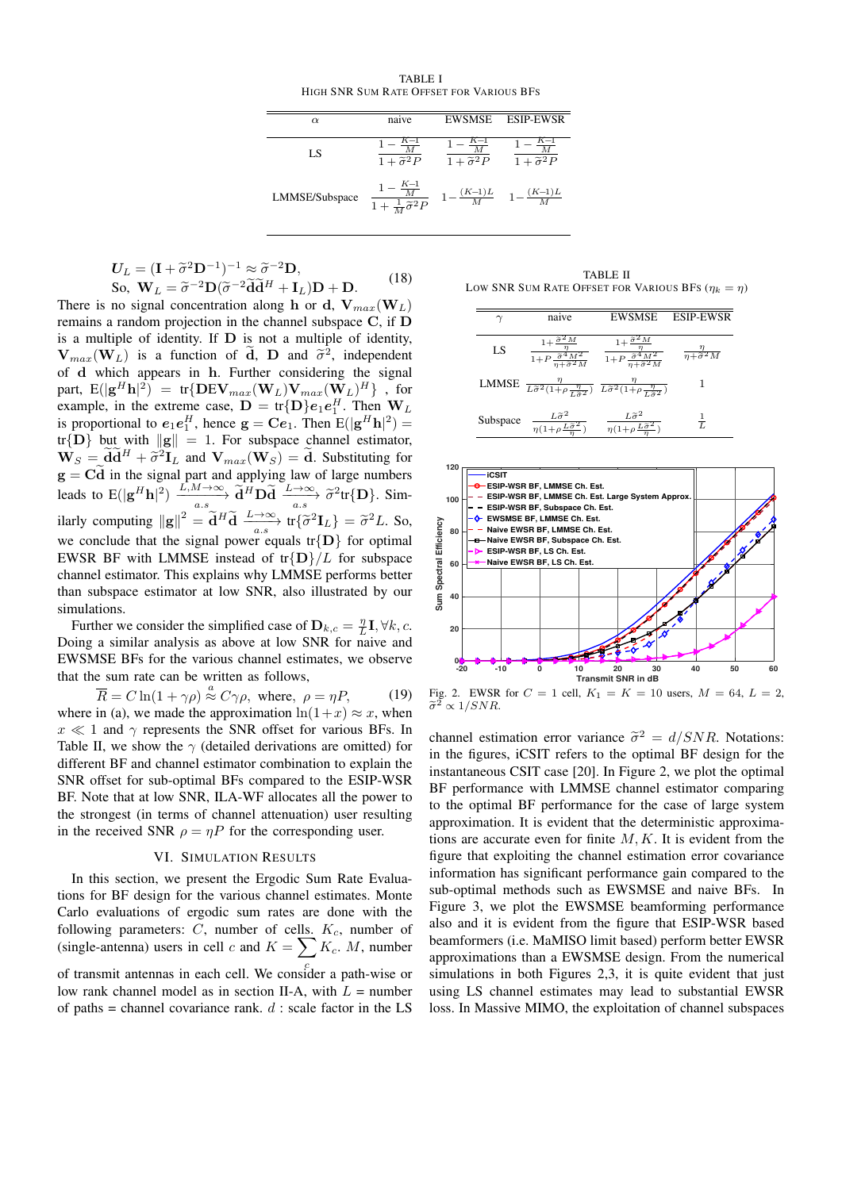TABLE I
HIGH SNR SUM RATE OFFSET FOR VARIOUS BFS

| $\alpha$ | naive | EWSMSE | ESIP-EWSR |
|---|---|---|---|
| LS | $\frac{1-\frac{K-1}{M}}{1+\widetilde{\sigma}^2 P}$ | $\frac{1-\frac{K-1}{M}}{1+\widetilde{\sigma}^2 P}$ | $\frac{1-\frac{K-1}{M}}{1+\widetilde{\sigma}^2 P}$ |
| LMMSE/Subspace | $\frac{1-\frac{K-1}{M}}{1+\frac{1}{M}\widetilde{\sigma}^2 P}$ | $1-\frac{(K-1)L}{M}$ | $1-\frac{(K-1)L}{M}$ |

$$
\begin{aligned}
&\boldsymbol{U}_L = (\mathbf{I}+\widetilde{\sigma}^2\mathbf{D}^{-1})^{-1} \approx \widetilde{\sigma}^{-2}\mathbf{D}, \\
&\text{So, } \mathbf{W}_L = \widetilde{\sigma}^{-2}\mathbf{D}(\widetilde{\sigma}^{-2}\widetilde{\mathbf{d}}\widetilde{\mathbf{d}}^H + \mathbf{I}_L)\mathbf{D} + \mathbf{D}.
\end{aligned}
\tag{18}
$$

There is no signal concentration along $\mathbf{h}$ or $\mathbf{d}$, $\mathbf{V}_{max}(\mathbf{W}_L)$ remains a random projection in the channel subspace $\mathbf{C}$, if $\mathbf{D}$ is a multiple of identity. If $\mathbf{D}$ is not a multiple of identity, $\mathbf{V}_{max}(\mathbf{W}_L)$ is a function of $\widetilde{\mathbf{d}}$, $\mathbf{D}$ and $\widetilde{\sigma}^2$, independent of $\mathbf{d}$ which appears in $\mathbf{h}$. Further considering the signal part, $\mathrm{E}(|\mathbf{g}^H\mathbf{h}|^2) = \mathrm{tr}\{\mathbf{D}\mathbf{E}\mathbf{V}_{max}(\mathbf{W}_L)\mathbf{V}_{max}(\mathbf{W}_L)^H\}$ , for example, in the extreme case, $\mathbf{D} = \mathrm{tr}\{\mathbf{D}\}\boldsymbol{e}_1\boldsymbol{e}_1^H$. Then $\mathbf{W}_L$ is proportional to $\boldsymbol{e}_1\boldsymbol{e}_1^H$, hence $\mathbf{g} = \mathbf{C}\boldsymbol{e}_1$. Then $\mathrm{E}(|\mathbf{g}^H\mathbf{h}|^2) = \mathrm{tr}\{\mathbf{D}\}$ but with $\|\mathbf{g}\| = 1$. For subspace channel estimator, $\mathbf{W}_S = \widetilde{\mathbf{d}}\widetilde{\mathbf{d}}^H + \widetilde{\sigma}^2\mathbf{I}_L$ and $\mathbf{V}_{max}(\mathbf{W}_S) = \widetilde{\mathbf{d}}$. Substituting for $\mathbf{g} = \mathbf{C}\widetilde{\mathbf{d}}$ in the signal part and applying law of large numbers leads to $\mathrm{E}(|\mathbf{g}^H\mathbf{h}|^2) \xrightarrow[a.s]{L,M\to\infty} \widetilde{\mathbf{d}}^H\mathbf{D}\widetilde{\mathbf{d}} \xrightarrow[a.s]{L\to\infty} \widetilde{\sigma}^2\mathrm{tr}\{\mathbf{D}\}$. Similarly computing $\|\mathbf{g}\|^2 = \widetilde{\mathbf{d}}^H\widetilde{\mathbf{d}} \xrightarrow[a.s]{L\to\infty} \mathrm{tr}\{\widetilde{\sigma}^2\mathbf{I}_L\} = \widetilde{\sigma}^2 L$. So, we conclude that the signal power equals $\mathrm{tr}\{\mathbf{D}\}$ for optimal EWSR BF with LMMSE instead of $\mathrm{tr}\{\mathbf{D}\}/L$ for subspace channel estimator. This explains why LMMSE performs better than subspace estimator at low SNR, also illustrated by our simulations.

Further we consider the simplified case of $\mathbf{D}_{k,c} = \frac{\eta}{L}\mathbf{I}, \forall k, c$. Doing a similar analysis as above at low SNR for naive and EWSMSE BFs for the various channel estimates, we observe that the sum rate can be written as follows,

$$
\overline{R} = C\ln(1+\gamma\rho) \overset{a}{\approx} C\gamma\rho, \text{ where, } \rho = \eta P, \tag{19}
$$

where in (a), we made the approximation $\ln(1+x) \approx x$, when $x \ll 1$ and $\gamma$ represents the SNR offset for various BFs. In Table II, we show the $\gamma$ (detailed derivations are omitted) for different BF and channel estimator combination to explain the SNR offset for sub-optimal BFs compared to the ESIP-WSR BF. Note that at low SNR, ILA-WF allocates all the power to the strongest (in terms of channel attenuation) user resulting in the received SNR $\rho = \eta P$ for the corresponding user.

TABLE II
LOW SNR SUM RATE OFFSET FOR VARIOUS BFS ($\eta_k = \eta$)

| $\gamma$ | naive | EWSMSE | ESIP-EWSR |
|---|---|---|---|
| LS | $\frac{1+\frac{\widetilde{\sigma}^2 M}{\eta}}{1+P\frac{\widetilde{\sigma}^4 M^2}{\eta+\widetilde{\sigma}^2 M}}$ | $\frac{1+\frac{\widetilde{\sigma}^2 M}{\eta}}{1+P\frac{\widetilde{\sigma}^4 M^2}{\eta+\widetilde{\sigma}^2 M}}$ | $\frac{\eta}{\eta+\widetilde{\sigma}^2 M}$ |
| LMMSE | $\frac{\eta}{L\widetilde{\sigma}^2(1+\rho\frac{\eta}{L\widetilde{\sigma}^2})}$ | $\frac{\eta}{L\widetilde{\sigma}^2(1+\rho\frac{\eta}{L\widetilde{\sigma}^2})}$ | 1 |
| Subspace | $\frac{L\widetilde{\sigma}^2}{\eta(1+\rho\frac{L\widetilde{\sigma}^2}{\eta})}$ | $\frac{L\widetilde{\sigma}^2}{\eta(1+\rho\frac{L\widetilde{\sigma}^2}{\eta})}$ | $\frac{1}{L}$ |

Fig. 2. EWSR for $C = 1$ cell, $K_1 = K = 10$ users, $M = 64$, $L = 2$, $\widetilde{\sigma}^2 \propto 1/SNR$.

## VI. SIMULATION RESULTS

In this section, we present the Ergodic Sum Rate Evaluations for BF design for the various channel estimates. Monte Carlo evaluations of ergodic sum rates are done with the following parameters: $C$, number of cells. $K_c$, number of (single-antenna) users in cell $c$ and $K = \sum_c K_c$. $M$, number of transmit antennas in each cell. We consider a path-wise or low rank channel model as in section II-A, with $L$ = number of paths = channel covariance rank. $d$ : scale factor in the LS channel estimation error variance $\widetilde{\sigma}^2 = d/SNR$. Notations: in the figures, iCSIT refers to the optimal BF design for the instantaneous CSIT case [20]. In Figure 2, we plot the optimal BF performance with LMMSE channel estimator comparing to the optimal BF performance for the case of large system approximation. It is evident that the deterministic approximations are accurate even for finite $M, K$. It is evident from the figure that exploiting the channel estimation error covariance information has significant performance gain compared to the sub-optimal methods such as EWSMSE and naive BFs. In Figure 3, we plot the EWSMSE beamforming performance also and it is evident from the figure that ESIP-WSR based beamformers (i.e. MaMISO limit based) perform better EWSR approximations than a EWSMSE design. From the numerical simulations in both Figures 2,3, it is quite evident that just using LS channel estimates may lead to substantial EWSR loss. In Massive MIMO, the exploitation of channel subspaces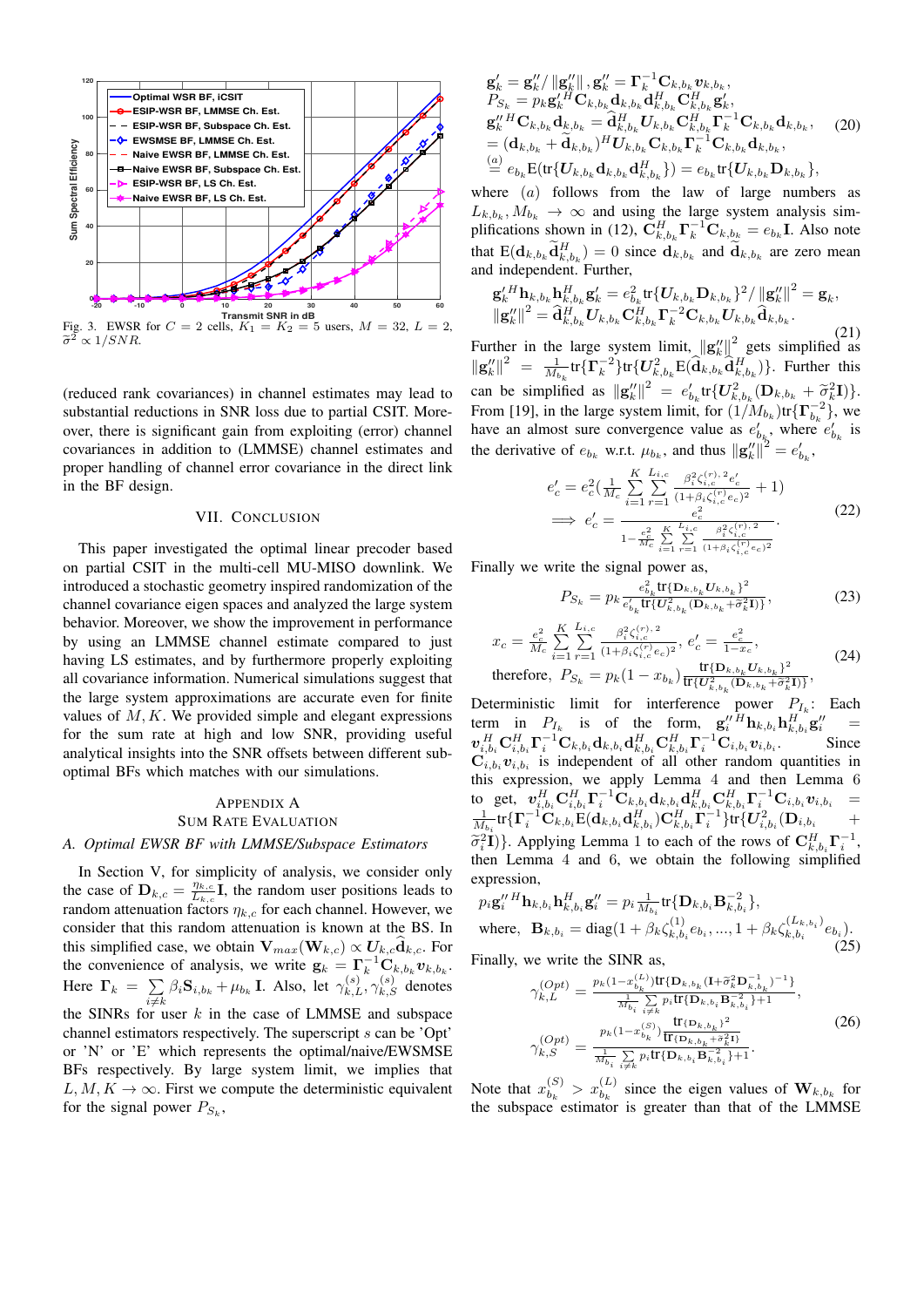Fig. 3. EWSR for $C = 2$ cells, $K_1 = K_2 = 5$ users, $M = 32$, $L = 2$, $\widetilde{\sigma}^2 \propto 1/SNR$.

(reduced rank covariances) in channel estimates may lead to substantial reductions in SNR loss due to partial CSIT. Moreover, there is significant gain from exploiting (error) channel covariances in addition to (LMMSE) channel estimates and proper handling of channel error covariance in the direct link in the BF design.

## VII. Conclusion

This paper investigated the optimal linear precoder based on partial CSIT in the multi-cell MU-MISO downlink. We introduced a stochastic geometry inspired randomization of the channel covariance eigen spaces and analyzed the large system behavior. Moreover, we show the improvement in performance by using an LMMSE channel estimate compared to just having LS estimates, and by furthermore properly exploiting all covariance information. Numerical simulations suggest that the large system approximations are accurate even for finite values of $M, K$. We provided simple and elegant expressions for the sum rate at high and low SNR, providing useful analytical insights into the SNR offsets between different suboptimal BFs which matches with our simulations.

## Appendix A
## Sum Rate Evaluation

### A. Optimal EWSR BF with LMMSE/Subspace Estimators

In Section V, for simplicity of analysis, we consider only the case of $\mathbf{D}_{k,c} = \frac{\eta_{k,c}}{L_{k,c}}\mathbf{I}$, the random user positions leads to random attenuation factors $\eta_{k,c}$ for each channel. However, we consider that this random attenuation is known at the BS. In this simplified case, we obtain $\mathbf{V}_{max}(\mathbf{W}_{k,c}) \propto \boldsymbol{U}_{k,c}\widehat{\mathbf{d}}_{k,c}$. For the convenience of analysis, we write $\mathbf{g}_k = \boldsymbol{\Gamma}_k^{-1}\mathbf{C}_{k,b_k}\boldsymbol{v}_{k,b_k}$. Here $\boldsymbol{\Gamma}_k = \sum_{i \neq k} \beta_i \mathbf{S}_{i,b_k} + \mu_{b_k}\mathbf{I}$. Also, let $\gamma_{k,L}^{(s)}, \gamma_{k,S}^{(s)}$ denotes the SINRs for user $k$ in the case of LMMSE and subspace channel estimators respectively. The superscript $s$ can be 'Opt' or 'N' or 'E' which represents the optimal/naive/EWSMSE BFs respectively. By large system limit, we implies that $L, M, K \to \infty$. First we compute the deterministic equivalent for the signal power $P_{S_k}$,

$$
\begin{aligned}
&\mathbf{g}_k' = \mathbf{g}_k''/\left\|\mathbf{g}_k''\right\|, \mathbf{g}_k'' = \boldsymbol{\Gamma}_k^{-1}\mathbf{C}_{k,b_k}\boldsymbol{v}_{k,b_k},\\
&P_{S_k} = p_k \mathbf{g}_k'^H \mathbf{C}_{k,b_k}\mathbf{d}_{k,b_k}\mathbf{d}_{k,b_k}^H \mathbf{C}_{k,b_k}^H \mathbf{g}_k',\\
&\mathbf{g}_k''^H \mathbf{C}_{k,b_k}\mathbf{d}_{k,b_k} = \widehat{\mathbf{d}}_{k,b_k}^H \boldsymbol{U}_{k,b_k}\mathbf{C}_{k,b_k}^H \boldsymbol{\Gamma}_k^{-1}\mathbf{C}_{k,b_k}\mathbf{d}_{k,b_k},\\
&= (\mathbf{d}_{k,b_k} + \widetilde{\mathbf{d}}_{k,b_k})^H \boldsymbol{U}_{k,b_k}\mathbf{C}_{k,b_k}\boldsymbol{\Gamma}_k^{-1}\mathbf{C}_{k,b_k}\mathbf{d}_{k,b_k},\\
&\overset{(a)}{=} e_{b_k}\mathrm{E}(\mathrm{tr}\{\boldsymbol{U}_{k,b_k}\mathbf{d}_{k,b_k}\mathbf{d}_{k,b_k}^H\}) = e_{b_k}\mathrm{tr}\{\boldsymbol{U}_{k,b_k}\mathbf{D}_{k,b_k}\},
\end{aligned}
\tag{20}
$$

where $(a)$ follows from the law of large numbers as $L_{k,b_k}, M_{b_k} \to \infty$ and using the large system analysis simplifications shown in (12), $\mathbf{C}_{k,b_k}^H \boldsymbol{\Gamma}_k^{-1}\mathbf{C}_{k,b_k} = e_{b_k}\mathbf{I}$. Also note that $\mathrm{E}(\mathbf{d}_{k,b_k}\widetilde{\mathbf{d}}_{k,b_k}^H) = 0$ since $\mathbf{d}_{k,b_k}$ and $\widetilde{\mathbf{d}}_{k,b_k}$ are zero mean and independent. Further,

$$
\begin{aligned}
&\mathbf{g}_k'^H \mathbf{h}_{k,b_k}\mathbf{h}_{k,b_k}^H \mathbf{g}_k' = e_{b_k}^2 \mathrm{tr}\{\boldsymbol{U}_{k,b_k}\mathbf{D}_{k,b_k}\}^2/\left\|\mathbf{g}_k''\right\|^2 = \mathbf{g}_k,\\
&\left\|\mathbf{g}_k''\right\|^2 = \widehat{\mathbf{d}}_{k,b_k}^H \boldsymbol{U}_{k,b_k}\mathbf{C}_{k,b_k}^H \boldsymbol{\Gamma}_k^{-2}\mathbf{C}_{k,b_k}\boldsymbol{U}_{k,b_k}\widehat{\mathbf{d}}_{k,b_k}.
\end{aligned}
\tag{21}
$$

Further in the large system limit, $\left\|\mathbf{g}_k''\right\|^2$ gets simplified as $\left\|\mathbf{g}_k''\right\|^2 = \frac{1}{M_{b_k}}\mathrm{tr}\{\boldsymbol{\Gamma}_k^{-2}\}\mathrm{tr}\{\boldsymbol{U}_{k,b_k}^2 \mathrm{E}(\widehat{\mathbf{d}}_{k,b_k}\widehat{\mathbf{d}}_{k,b_k}^H)\}$. Further this can be simplified as $\left\|\mathbf{g}_k''\right\|^2 = e_{b_k}'\mathrm{tr}\{\boldsymbol{U}_{k,b_k}^2(\mathbf{D}_{k,b_k} + \widetilde{\sigma}_k^2\mathbf{I})\}$. From [19], in the large system limit, for $(1/M_{b_k})\mathrm{tr}\{\boldsymbol{\Gamma}_{b_k}^{-2}\}$, we have an almost sure convergence value as $e_{b_k}'$, where $e_{b_k}'$ is the derivative of $e_{b_k}$ w.r.t. $\mu_{b_k}$, and thus $\left\|\mathbf{g}_k''\right\|^2 = e_{b_k}'$,

$$
\begin{aligned}
&e_c' = e_c^2\Big(\frac{1}{M_c}\sum_{i=1}^{K}\sum_{r=1}^{L_{i,c}}\frac{\beta_i^2\zeta_{i,c}^{(r),2}e_c'}{(1+\beta_i\zeta_{i,c}^{(r)}e_c)^2} + 1\Big)\\
&\implies e_c' = \frac{e_c^2}{1 - \frac{e_c^2}{M_c}\sum_{i=1}^{K}\sum_{r=1}^{L_{i,c}}\frac{\beta_i^2\zeta_{i,c}^{(r),2}}{(1+\beta_i\zeta_{i,c}^{(r)}e_c)^2}}.
\end{aligned}
\tag{22}
$$

Finally we write the signal power as,

$$
P_{S_k} = p_k \frac{e_{b_k}^2\mathrm{tr}\{\mathbf{D}_{k,b_k}\boldsymbol{U}_{k,b_k}\}^2}{e_{b_k}'\mathrm{tr}\{\boldsymbol{U}_{k,b_k}^2(\mathbf{D}_{k,b_k} + \widetilde{\sigma}_k^2\mathbf{I})\}},
\tag{23}
$$

$$
\begin{aligned}
&x_c = \frac{e_c^2}{M_c}\sum_{i=1}^{K}\sum_{r=1}^{L_{i,c}}\frac{\beta_i^2\zeta_{i,c}^{(r),2}}{(1+\beta_i\zeta_{i,c}^{(r)}e_c)^2},\ e_c' = \frac{e_c^2}{1-x_c},\\
&\text{therefore, } P_{S_k} = p_k(1 - x_{b_k})\frac{\mathrm{tr}\{\mathbf{D}_{k,b_k}\boldsymbol{U}_{k,b_k}\}^2}{\mathrm{tr}\{\boldsymbol{U}_{k,b_k}^2(\mathbf{D}_{k,b_k} + \widetilde{\sigma}_k^2\mathbf{I})\}},
\end{aligned}
\tag{24}
$$

Deterministic limit for interference power $P_{I_k}$: Each term in $P_{I_k}$ is of the form, $\mathbf{g}_i''^H \mathbf{h}_{k,b_i}\mathbf{h}_{k,b_i}^H \mathbf{g}_i'' = \boldsymbol{v}_{i,b_i}^H \mathbf{C}_{i,b_i}^H \boldsymbol{\Gamma}_i^{-1}\mathbf{C}_{k,b_i}\mathbf{d}_{k,b_i}\mathbf{d}_{k,b_i}^H \mathbf{C}_{k,b_i}^H \boldsymbol{\Gamma}_i^{-1}\mathbf{C}_{i,b_i}\boldsymbol{v}_{i,b_i}$. Since $\mathbf{C}_{i,b_i}\boldsymbol{v}_{i,b_i}$ is independent of all other random quantities in this expression, we apply Lemma 4 and then Lemma 6 to get, $\boldsymbol{v}_{i,b_i}^H \mathbf{C}_{i,b_i}^H \boldsymbol{\Gamma}_i^{-1}\mathbf{C}_{k,b_i}\mathbf{d}_{k,b_i}\mathbf{d}_{k,b_i}^H \mathbf{C}_{k,b_i}^H \boldsymbol{\Gamma}_i^{-1}\mathbf{C}_{i,b_i}\boldsymbol{v}_{i,b_i} = \frac{1}{M_{b_i}}\mathrm{tr}\{\boldsymbol{\Gamma}_i^{-1}\mathbf{C}_{k,b_i}\mathrm{E}(\mathbf{d}_{k,b_i}\mathbf{d}_{k,b_i}^H)\mathbf{C}_{k,b_i}^H \boldsymbol{\Gamma}_i^{-1}\}\mathrm{tr}\{\boldsymbol{U}_{i,b_i}^2(\mathbf{D}_{i,b_i} + \widetilde{\sigma}_i^2\mathbf{I})\}$. Applying Lemma 1 to each of the rows of $\mathbf{C}_{k,b_i}^H \boldsymbol{\Gamma}_i^{-1}$, then Lemma 4 and 6, we obtain the following simplified expression,

$$
\begin{aligned}
&p_i \mathbf{g}_i''^H \mathbf{h}_{k,b_i}\mathbf{h}_{k,b_i}^H \mathbf{g}_i'' = p_i \frac{1}{M_{b_i}}\mathrm{tr}\{\mathbf{D}_{k,b_i}\mathbf{B}_{k,b_i}^{-2}\},\\
&\text{where, } \mathbf{B}_{k,b_i} = \mathrm{diag}(1 + \beta_k\zeta_{k,b_i}^{(1)}e_{b_i}, ..., 1 + \beta_k\zeta_{k,b_i}^{(L_{k,b_i})}e_{b_i}).
\end{aligned}
\tag{25}
$$

Finally, we write the SINR as,

$$
\begin{aligned}
&\gamma_{k,L}^{(Opt)} = \frac{p_k(1 - x_{b_k}^{(L)})\mathrm{tr}\{\mathbf{D}_{k,b_k}(\mathbf{I} + \widetilde{\sigma}_k^2\mathbf{D}_{k,b_k}^{-1})^{-1}\}}{\frac{1}{M_{b_i}}\sum_{i \neq k} p_i \mathrm{tr}\{\mathbf{D}_{k,b_i}\mathbf{B}_{k,b_i}^{-2}\} + 1},\\
&\gamma_{k,S}^{(Opt)} = \frac{p_k(1 - x_{b_k}^{(S)})\frac{\mathrm{tr}\{\mathbf{D}_{k,b_k}\}^2}{\mathrm{tr}\{\mathbf{D}_{k,b_k} + \widetilde{\sigma}_k^2\mathbf{I}\}}}{\frac{1}{M_{b_i}}\sum_{i \neq k} p_i \mathrm{tr}\{\mathbf{D}_{k,b_i}\mathbf{B}_{k,b_i}^{-2}\} + 1}.
\end{aligned}
\tag{26}
$$

Note that $x_{b_k}^{(S)} > x_{b_k}^{(L)}$ since the eigen values of $\mathbf{W}_{k,b_k}$ for the subspace estimator is greater than that of the LMMSE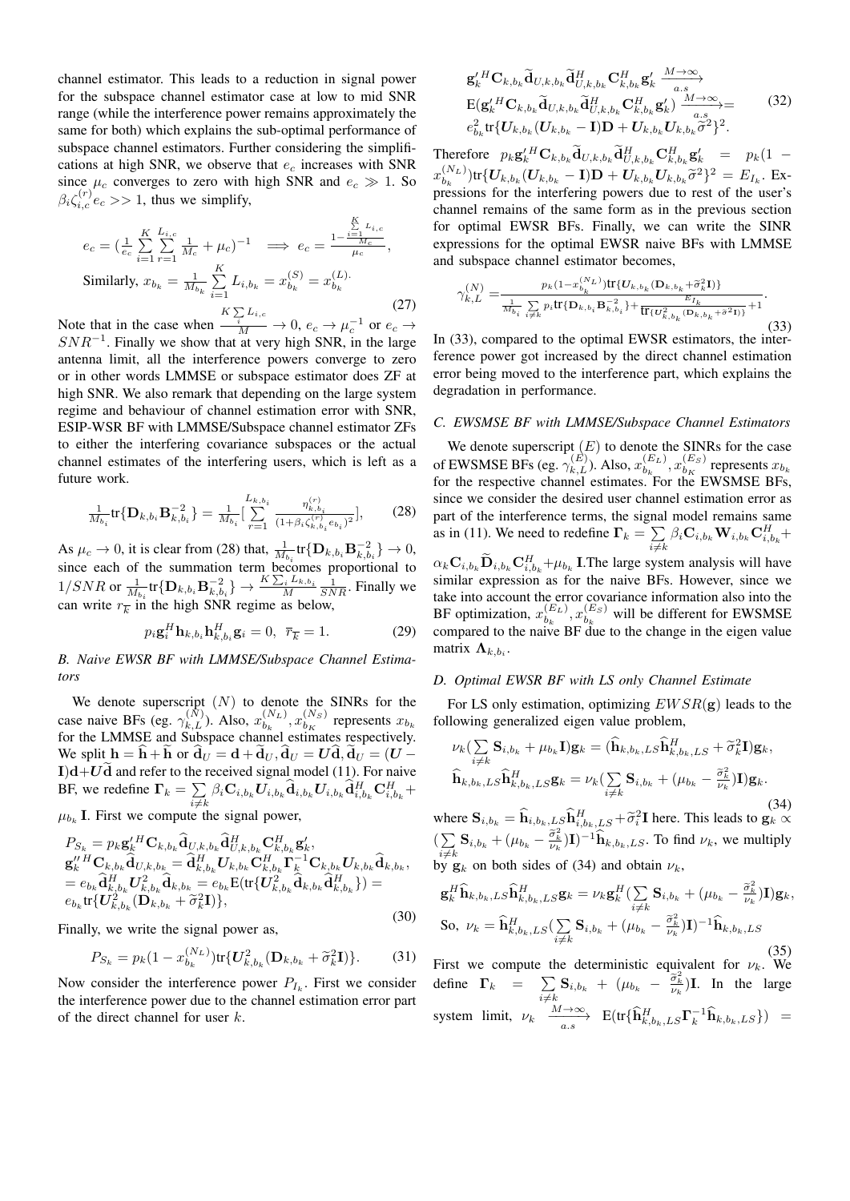channel estimator. This leads to a reduction in signal power for the subspace channel estimator case at low to mid SNR range (while the interference power remains approximately the same for both) which explains the sub-optimal performance of subspace channel estimators. Further considering the simplifications at high SNR, we observe that $e_c$ increases with SNR since $\mu_c$ converges to zero with high SNR and $e_c \gg 1$. So $\beta_i \zeta_{i,c}^{(r)} e_c >> 1$, thus we simplify,

$$e_c = (\frac{1}{e_c}\sum_{i=1}^{K}\sum_{r=1}^{L_{i,c}} \frac{1}{M_c} + \mu_c)^{-1} \implies e_c = \frac{1 - \frac{\sum_{i=1}^{K} L_{i,c}}{M_c}}{\mu_c},$$

$$\text{Similarly, } x_{b_k} = \frac{1}{M_{b_k}}\sum_{i=1}^{K} L_{i,b_k} = x_{b_k}^{(S)} = x_{b_k}^{(L)}. \tag{27}$$

Note that in the case when $\frac{K\sum_i L_{i,c}}{M} \to 0$, $e_c \to \mu_c^{-1}$ or $e_c \to SNR^{-1}$. Finally we show that at very high SNR, in the large antenna limit, all the interference powers converge to zero or in other words LMMSE or subspace estimator does ZF at high SNR. We also remark that depending on the large system regime and behaviour of channel estimation error with SNR, ESIP-WSR BF with LMMSE/Subspace channel estimator ZFs to either the interfering covariance subspaces or the actual channel estimates of the interfering users, which is left as a future work.

$$\frac{1}{M_{b_i}}\text{tr}\{\mathbf{D}_{k,b_i}\mathbf{B}_{k,b_i}^{-2}\} = \frac{1}{M_{b_i}}[\sum_{r=1}^{L_{k,b_i}} \frac{\eta_{k,b_i}^{(r)}}{(1+\beta_i\zeta_{k,b_i}^{(r)} e_{b_i})^2}], \tag{28}$$

As $\mu_c \to 0$, it is clear from (28) that, $\frac{1}{M_{b_i}}\text{tr}\{\mathbf{D}_{k,b_i}\mathbf{B}_{k,b_i}^{-2}\} \to 0$, since each of the summation term becomes proportional to $1/SNR$ or $\frac{1}{M_{b_i}}\text{tr}\{\mathbf{D}_{k,b_i}\mathbf{B}_{k,b_i}^{-2}\} \to \frac{K\sum_i L_{k,b_i}}{M}\frac{1}{SNR}$. Finally we can write $r_{\overline{k}}$ in the high SNR regime as below,

$$p_i \mathbf{g}_i^H \mathbf{h}_{k,b_i}\mathbf{h}_{k,b_i}^H \mathbf{g}_i = 0, \;\; \overline{r}_{\overline{k}} = 1. \tag{29}$$

### B. Naive EWSR BF with LMMSE/Subspace Channel Estimators

We denote superscript $(N)$ to denote the SINRs for the case naive BFs (eg. $\gamma_{k,L}^{(N)}$). Also, $x_{b_k}^{(N_L)}, x_{b_K}^{(N_S)}$ represents $x_{b_k}$ for the LMMSE and Subspace channel estimates respectively. We split $\mathbf{h} = \widehat{\mathbf{h}} + \widetilde{\mathbf{h}}$ or $\widehat{\mathbf{d}}_U = \mathbf{d} + \widetilde{\mathbf{d}}_U, \widehat{\mathbf{d}}_U = \boldsymbol{U}\widehat{\mathbf{d}}, \widetilde{\mathbf{d}}_U = (\boldsymbol{U} - \mathbf{I})\mathbf{d} + \boldsymbol{U}\widetilde{\mathbf{d}}$ and refer to the received signal model (11). For naive BF, we redefine $\mathbf{\Gamma}_k = \sum_{i\neq k} \beta_i \mathbf{C}_{i,b_k}\boldsymbol{U}_{i,b_k}\widehat{\mathbf{d}}_{i,b_k}\boldsymbol{U}_{i,b_k}\widehat{\mathbf{d}}_{i,b_k}^H \mathbf{C}_{i,b_k}^H + \mu_{b_k}\mathbf{I}$. First we compute the signal power,

$$\begin{aligned}
&P_{S_k} = p_k \mathbf{g}_k'^H \mathbf{C}_{k,b_k}\widehat{\mathbf{d}}_{U,k,b_k}\widehat{\mathbf{d}}_{U,k,b_k}^H \mathbf{C}_{k,b_k}^H \mathbf{g}_k', \\
&\mathbf{g}_k''^H \mathbf{C}_{k,b_k}\widehat{\mathbf{d}}_{U,k,b_k} = \widehat{\mathbf{d}}_{k,b_k}^H \boldsymbol{U}_{k,b_k}\mathbf{C}_{k,b_k}^H \mathbf{\Gamma}_k^{-1}\mathbf{C}_{k,b_k}\boldsymbol{U}_{k,b_k}\widehat{\mathbf{d}}_{k,b_k}, \\
&= e_{b_k}\widehat{\mathbf{d}}_{k,b_k}^H \boldsymbol{U}_{k,b_k}^2 \widehat{\mathbf{d}}_{k,b_k} = e_{b_k}\text{E}(\text{tr}\{\boldsymbol{U}_{k,b_k}^2 \widehat{\mathbf{d}}_{k,b_k}\widehat{\mathbf{d}}_{k,b_k}^H\}) = \\
&e_{b_k}\text{tr}\{\boldsymbol{U}_{k,b_k}^2(\mathbf{D}_{k,b_k} + \widetilde{\sigma}_k^2 \mathbf{I})\},
\end{aligned} \tag{30}$$

Finally, we write the signal power as,

$$P_{S_k} = p_k(1 - x_{b_k}^{(N_L)})\text{tr}\{\boldsymbol{U}_{k,b_k}^2(\mathbf{D}_{k,b_k} + \widetilde{\sigma}_k^2 \mathbf{I})\}. \tag{31}$$

Now consider the interference power $P_{I_k}$. First we consider the interference power due to the channel estimation error part of the direct channel for user $k$.

$$\begin{aligned}
&\mathbf{g}_k'^H \mathbf{C}_{k,b_k}\widetilde{\mathbf{d}}_{U,k,b_k}\widetilde{\mathbf{d}}_{U,k,b_k}^H \mathbf{C}_{k,b_k}^H \mathbf{g}_k' \xrightarrow[a.s]{M\to\infty} \\
&\text{E}(\mathbf{g}_k'^H \mathbf{C}_{k,b_k}\widetilde{\mathbf{d}}_{U,k,b_k}\widetilde{\mathbf{d}}_{U,k,b_k}^H \mathbf{C}_{k,b_k}^H \mathbf{g}_k') \xrightarrow[a.s]{M\to\infty} = \\
&e_{b_k}^2 \text{tr}\{\boldsymbol{U}_{k,b_k}(\boldsymbol{U}_{k,b_k} - \mathbf{I})\mathbf{D} + \boldsymbol{U}_{k,b_k}\boldsymbol{U}_{k,b_k}\widetilde{\sigma}^2\}^2.
\end{aligned} \tag{32}$$

Therefore $p_k \mathbf{g}_k'^H \mathbf{C}_{k,b_k}\widetilde{\mathbf{d}}_{U,k,b_k}\widetilde{\mathbf{d}}_{U,k,b_k}^H \mathbf{C}_{k,b_k}^H \mathbf{g}_k' = p_k(1 - x_{b_k}^{(N_L)})\text{tr}\{\boldsymbol{U}_{k,b_k}(\boldsymbol{U}_{k,b_k} - \mathbf{I})\mathbf{D} + \boldsymbol{U}_{k,b_k}\boldsymbol{U}_{k,b_k}\widetilde{\sigma}^2\}^2 = E_{I_k}$. Expressions for the interfering powers due to rest of the user's channel remains of the same form as in the previous section for optimal EWSR BFs. Finally, we can write the SINR expressions for the optimal EWSR naive BFs with LMMSE and subspace channel estimator becomes,

$$\gamma_{k,L}^{(N)} = \frac{p_k(1 - x_{b_k}^{(N_L)})\text{tr}\{\boldsymbol{U}_{k,b_k}(\mathbf{D}_{k,b_k} + \widetilde{\sigma}_k^2 \mathbf{I})\}}{\frac{1}{M_{b_i}}\sum_{i\neq k} p_i \text{tr}\{\mathbf{D}_{k,b_i}\mathbf{B}_{k,b_i}^{-2}\} + \frac{E_{I_k}}{\text{tr}\{\boldsymbol{U}_{k,b_k}^2(\mathbf{D}_{k,b_k} + \widetilde{\sigma}^2 \mathbf{I})\}} + 1}. \tag{33}$$

In (33), compared to the optimal EWSR estimators, the interference power got increased by the direct channel estimation error being moved to the interference part, which explains the degradation in performance.

### C. EWSMSE BF with LMMSE/Subspace Channel Estimators

We denote superscript $(E)$ to denote the SINRs for the case of EWSMSE BFs (eg. $\gamma_{k,L}^{(E)}$). Also, $x_{b_k}^{(E_L)}, x_{b_K}^{(E_S)}$ represents $x_{b_k}$ for the respective channel estimates. For the EWSMSE BFs, since we consider the desired user channel estimation error as part of the interference terms, the signal model remains same as in (11). We need to redefine $\mathbf{\Gamma}_k = \sum_{i\neq k} \beta_i \mathbf{C}_{i,b_k}\mathbf{W}_{i,b_k}\mathbf{C}_{i,b_k}^H + \alpha_k \mathbf{C}_{i,b_k}\widetilde{\mathbf{D}}_{i,b_k}\mathbf{C}_{i,b_k}^H + \mu_{b_k}\mathbf{I}$. The large system analysis will have similar expression as for the naive BFs. However, since we take into account the error covariance information also into the BF optimization, $x_{b_k}^{(E_L)}, x_{b_k}^{(E_S)}$ will be different for EWSMSE compared to the naive BF due to the change in the eigen value matrix $\mathbf{\Lambda}_{k,b_i}$.

### D. Optimal EWSR BF with LS only Channel Estimate

For LS only estimation, optimizing $EWSR(\mathbf{g})$ leads to the following generalized eigen value problem,

$$\begin{aligned}
&\nu_k(\sum_{i\neq k}\mathbf{S}_{i,b_k} + \mu_{b_k}\mathbf{I})\mathbf{g}_k = (\widehat{\mathbf{h}}_{k,b_k,LS}\widehat{\mathbf{h}}_{k,b_k,LS}^H + \widetilde{\sigma}_k^2 \mathbf{I})\mathbf{g}_k, \\
&\widehat{\mathbf{h}}_{k,b_k,LS}\widehat{\mathbf{h}}_{k,b_k,LS}^H \mathbf{g}_k = \nu_k(\sum_{i\neq k}\mathbf{S}_{i,b_k} + (\mu_{b_k} - \frac{\widetilde{\sigma}_k^2}{\nu_k})\mathbf{I})\mathbf{g}_k.
\end{aligned} \tag{34}$$

where $\mathbf{S}_{i,b_k} = \widehat{\mathbf{h}}_{i,b_k,LS}\widehat{\mathbf{h}}_{i,b_k,LS}^H + \widetilde{\sigma}_i^2 \mathbf{I}$ here. This leads to $\mathbf{g}_k \propto (\sum_{i\neq k}\mathbf{S}_{i,b_k} + (\mu_{b_k} - \frac{\widetilde{\sigma}_k^2}{\nu_k})\mathbf{I})^{-1}\widehat{\mathbf{h}}_{k,b_k,LS}$. To find $\nu_k$, we multiply by $\mathbf{g}_k$ on both sides of (34) and obtain $\nu_k$,

$$\begin{aligned}
&\mathbf{g}_k^H \widehat{\mathbf{h}}_{k,b_k,LS}\widehat{\mathbf{h}}_{k,b_k,LS}^H \mathbf{g}_k = \nu_k \mathbf{g}_k^H(\sum_{i\neq k}\mathbf{S}_{i,b_k} + (\mu_{b_k} - \frac{\widetilde{\sigma}_k^2}{\nu_k})\mathbf{I})\mathbf{g}_k, \\
&\text{So, } \nu_k = \widehat{\mathbf{h}}_{k,b_k,LS}^H(\sum_{i\neq k}\mathbf{S}_{i,b_k} + (\mu_{b_k} - \frac{\widetilde{\sigma}_k^2}{\nu_k})\mathbf{I})^{-1}\widehat{\mathbf{h}}_{k,b_k,LS}
\end{aligned} \tag{35}$$

First we compute the deterministic equivalent for $\nu_k$. We define $\mathbf{\Gamma}_k = \sum_{i\neq k}\mathbf{S}_{i,b_k} + (\mu_{b_k} - \frac{\widetilde{\sigma}_k^2}{\nu_k})\mathbf{I}$. In the large system limit, $\nu_k \xrightarrow[a.s]{M\to\infty} \text{E}(\text{tr}\{\widehat{\mathbf{h}}_{k,b_k,LS}^H \mathbf{\Gamma}_k^{-1}\widehat{\mathbf{h}}_{k,b_k,LS}\}) =$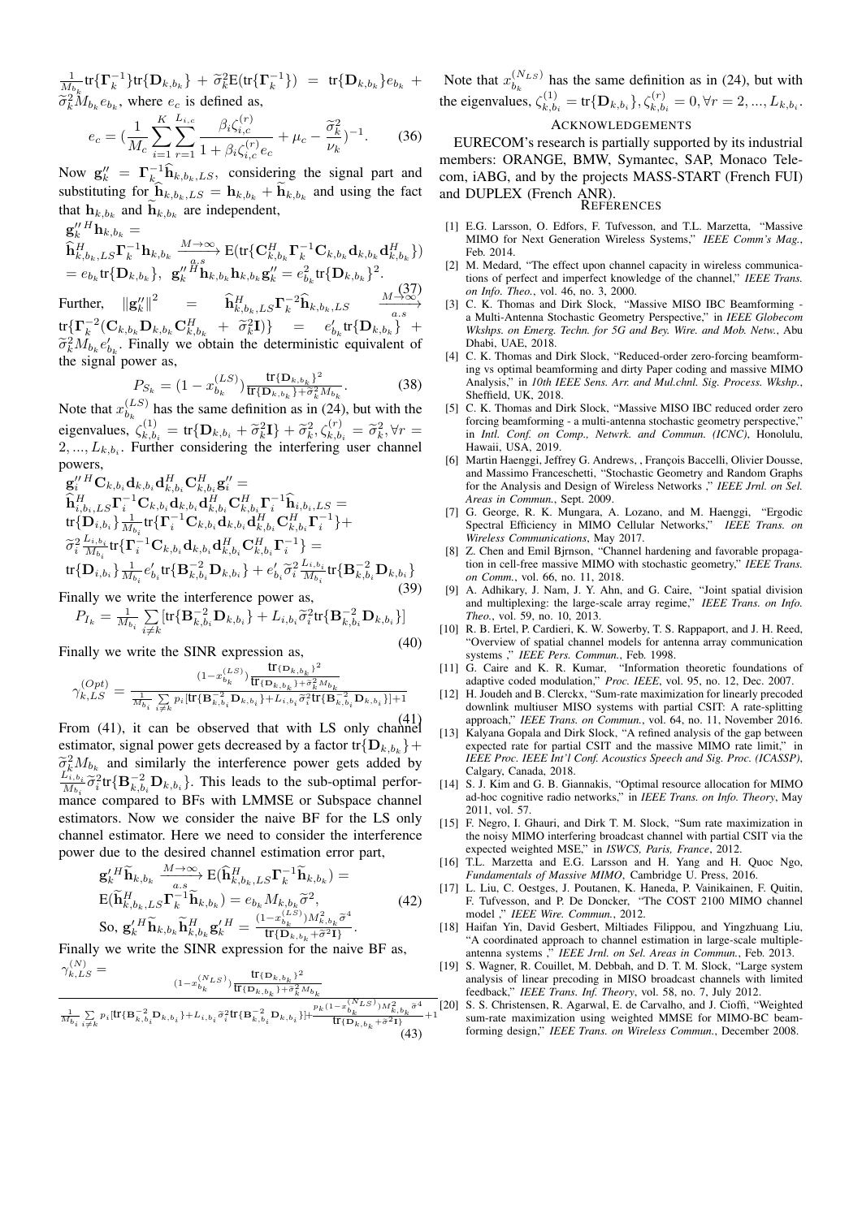$\frac{1}{M_{b_k}}\text{tr}\{\mathbf{\Gamma}_k^{-1}\}\text{tr}\{\mathbf{D}_{k,b_k}\} + \widetilde{\sigma}_k^2\text{E}(\text{tr}\{\mathbf{\Gamma}_k^{-1}\}) = \text{tr}\{\mathbf{D}_{k,b_k}\}e_{b_k} + \widetilde{\sigma}_k^2 M_{b_k} e_{b_k}$, where $e_c$ is defined as,

$$e_c = \Big(\frac{1}{M_c}\sum_{i=1}^{K}\sum_{r=1}^{L_{i,c}}\frac{\beta_i\zeta_{i,c}^{(r)}}{1+\beta_i\zeta_{i,c}^{(r)}e_c} + \mu_c - \frac{\widetilde{\sigma}_k^2}{\nu_k}\Big)^{-1}. \tag{36}$$

Now $\mathbf{g}_k'' = \mathbf{\Gamma}_k^{-1}\widehat{\mathbf{h}}_{k,b_k,LS}$, considering the signal part and substituting for $\widehat{\mathbf{h}}_{k,b_k,LS} = \mathbf{h}_{k,b_k} + \widetilde{\mathbf{h}}_{k,b_k}$ and using the fact that $\mathbf{h}_{k,b_k}$ and $\widetilde{\mathbf{h}}_{k,b_k}$ are independent,

$$\begin{aligned}
&\mathbf{g}_k''^H\mathbf{h}_{k,b_k} = \\
&\widehat{\mathbf{h}}_{k,b_k,LS}^H\mathbf{\Gamma}_k^{-1}\mathbf{h}_{k,b_k} \xrightarrow[a.s]{M\to\infty} \text{E}(\text{tr}\{\mathbf{C}_{k,b_k}^H\mathbf{\Gamma}_k^{-1}\mathbf{C}_{k,b_k}\mathbf{d}_{k,b_k}\mathbf{d}_{k,b_k}^H\}) \\
&= e_{b_k}\text{tr}\{\mathbf{D}_{k,b_k}\},\ \ \mathbf{g}_k''^H\mathbf{h}_{k,b_k}\mathbf{h}_{k,b_k}\mathbf{g}_k'' = e_{b_k}^2\text{tr}\{\mathbf{D}_{k,b_k}\}^2.
\end{aligned} \tag{37}$$

Further, $\|\mathbf{g}_k''\|^2 = \widehat{\mathbf{h}}_{k,b_k,LS}^H\mathbf{\Gamma}_k^{-2}\widehat{\mathbf{h}}_{k,b_k,LS} \xrightarrow[a.s]{M\to\infty} \text{tr}\{\mathbf{\Gamma}_k^{-2}(\mathbf{C}_{k,b_k}\mathbf{D}_{k,b_k}\mathbf{C}_{k,b_k}^H + \widetilde{\sigma}_k^2\mathbf{I})\} = e_{b_k}'\text{tr}\{\mathbf{D}_{k,b_k}\} + \widetilde{\sigma}_k^2 M_{b_k} e_{b_k}'$. Finally we obtain the deterministic equivalent of the signal power as,

$$P_{S_k} = (1-x_{b_k}^{(LS)})\frac{\text{tr}\{\mathbf{D}_{k,b_k}\}^2}{\text{tr}\{\mathbf{D}_{k,b_k}\}+\widetilde{\sigma}_k^2 M_{b_k}}. \tag{38}$$

Note that $x_{b_k}^{(LS)}$ has the same definition as in (24), but with the eigenvalues, $\zeta_{k,b_i}^{(1)} = \text{tr}\{\mathbf{D}_{k,b_i} + \widetilde{\sigma}_k^2\mathbf{I}\} + \widetilde{\sigma}_k^2, \zeta_{k,b_i}^{(r)} = \widetilde{\sigma}_k^2, \forall r = 2,...,L_{k,b_i}$. Further considering the interfering user channel powers,

$$\begin{aligned}
&\mathbf{g}_i''^H\mathbf{C}_{k,b_i}\mathbf{d}_{k,b_i}\mathbf{d}_{k,b_i}^H\mathbf{C}_{k,b_i}^H\mathbf{g}_i'' = \\
&\widehat{\mathbf{h}}_{i,b_i,LS}^H\mathbf{\Gamma}_i^{-1}\mathbf{C}_{k,b_i}\mathbf{d}_{k,b_i}\mathbf{d}_{k,b_i}^H\mathbf{C}_{k,b_i}^H\mathbf{\Gamma}_i^{-1}\widehat{\mathbf{h}}_{i,b_i,LS} = \\
&\text{tr}\{\mathbf{D}_{i,b_i}\}\frac{1}{M_{b_i}}\text{tr}\{\mathbf{\Gamma}_i^{-1}\mathbf{C}_{k,b_i}\mathbf{d}_{k,b_i}\mathbf{d}_{k,b_i}^H\mathbf{C}_{k,b_i}^H\mathbf{\Gamma}_i^{-1}\} + \\
&\widetilde{\sigma}_i^2\frac{L_{i,b_i}}{M_{b_i}}\text{tr}\{\mathbf{\Gamma}_i^{-1}\mathbf{C}_{k,b_i}\mathbf{d}_{k,b_i}\mathbf{d}_{k,b_i}^H\mathbf{C}_{k,b_i}^H\mathbf{\Gamma}_i^{-1}\} = \\
&\text{tr}\{\mathbf{D}_{i,b_i}\}\frac{1}{M_{b_i}}e_{b_i}'\text{tr}\{\mathbf{B}_{k,b_i}^{-2}\mathbf{D}_{k,b_i}\} + e_{b_i}'\widetilde{\sigma}_i^2\frac{L_{i,b_i}}{M_{b_i}}\text{tr}\{\mathbf{B}_{k,b_i}^{-2}\mathbf{D}_{k,b_i}\}
\end{aligned} \tag{39}$$

Finally we write the interference power as,

$$P_{I_k} = \frac{1}{M_{b_i}}\sum_{i\neq k}[\text{tr}\{\mathbf{B}_{k,b_i}^{-2}\mathbf{D}_{k,b_i}\} + L_{i,b_i}\widetilde{\sigma}_i^2\text{tr}\{\mathbf{B}_{k,b_i}^{-2}\mathbf{D}_{k,b_i}\}] \tag{40}$$

Finally we write the SINR expression as,

$$\gamma_{k,LS}^{(Opt)} = \frac{(1-x_{b_k}^{(LS)})\frac{\text{tr}\{\mathbf{D}_{k,b_k}\}^2}{\text{tr}\{\mathbf{D}_{k,b_k}\}+\widetilde{\sigma}_k^2 M_{b_k}}}{\frac{1}{M_{b_i}}\sum_{i\neq k}p_i[\text{tr}\{\mathbf{B}_{k,b_i}^{-2}\mathbf{D}_{k,b_i}\}+L_{i,b_i}\widetilde{\sigma}_i^2\text{tr}\{\mathbf{B}_{k,b_i}^{-2}\mathbf{D}_{k,b_i}\}]+1} \tag{41}$$

From (41), it can be observed that with LS only channel estimator, signal power gets decreased by a factor $\text{tr}\{\mathbf{D}_{k,b_k}\} + \widetilde{\sigma}_k^2 M_{b_k}$ and similarly the interference power gets added by $\frac{L_{i,b_i}}{M_{b_i}}\widetilde{\sigma}_i^2\text{tr}\{\mathbf{B}_{k,b_i}^{-2}\mathbf{D}_{k,b_i}\}$. This leads to the sub-optimal performance compared to BFs with LMMSE or Subspace channel estimators. Now we consider the naive BF for the LS only channel estimator. Here we need to consider the interference power due to the desired channel estimation error part,

$$\begin{aligned}
&\mathbf{g}_k'^H\widetilde{\mathbf{h}}_{k,b_k} \xrightarrow[a.s]{M\to\infty} \text{E}(\widehat{\mathbf{h}}_{k,b_k,LS}^H\mathbf{\Gamma}_k^{-1}\widetilde{\mathbf{h}}_{k,b_k}) = \\
&\text{E}(\widetilde{\mathbf{h}}_{k,b_k,LS}^H\mathbf{\Gamma}_k^{-1}\widetilde{\mathbf{h}}_{k,b_k}) = e_{b_k}M_{k,b_k}\widetilde{\sigma}^2, \\
&\text{So, } \mathbf{g}_k'^H\widetilde{\mathbf{h}}_{k,b_k}\widetilde{\mathbf{h}}_{k,b_k}^H\mathbf{g}_k'^H = \frac{(1-x_{b_k}^{(LS)})M_{k,b_k}^2\widetilde{\sigma}^4}{\text{tr}\{\mathbf{D}_{k,b_k}+\widetilde{\sigma}^2\mathbf{I}\}}.
\end{aligned} \tag{42}$$

Finally we write the SINR expression for the naive BF as,

$$\gamma_{k,LS}^{(N)} = \frac{(1-x_{b_k}^{(N_{LS})})\frac{\text{tr}\{\mathbf{D}_{k,b_k}\}^2}{\text{tr}\{\mathbf{D}_{k,b_k}\}+\widetilde{\sigma}_k^2 M_{b_k}}}{\frac{1}{M_{b_i}}\sum_{i\neq k}p_i[\text{tr}\{\mathbf{B}_{k,b_i}^{-2}\mathbf{D}_{k,b_i}\}+L_{i,b_i}\widetilde{\sigma}_i^2\text{tr}\{\mathbf{B}_{k,b_i}^{-2}\mathbf{D}_{k,b_i}\}]+\frac{p_k(1-x_{b_k}^{(N_{LS})})M_{k,b_k}^2\widetilde{\sigma}^4}{\text{tr}\{\mathbf{D}_{k,b_k}+\widetilde{\sigma}^2\mathbf{I}\}}+1} \tag{43}$$

Note that $x_{b_k}^{(N_{LS})}$ has the same definition as in (24), but with the eigenvalues, $\zeta_{k,b_i}^{(1)} = \text{tr}\{\mathbf{D}_{k,b_i}\}, \zeta_{k,b_i}^{(r)} = 0, \forall r = 2,...,L_{k,b_i}$.

## Acknowledgements

EURECOM's research is partially supported by its industrial members: ORANGE, BMW, Symantec, SAP, Monaco Telecom, iABG, and by the projects MASS-START (French FUI) and DUPLEX (French ANR).

## References

[1] E.G. Larsson, O. Edfors, F. Tufvesson, and T.L. Marzetta, "Massive MIMO for Next Generation Wireless Systems," *IEEE Comm's Mag.*, Feb. 2014.

[2] M. Medard, "The effect upon channel capacity in wireless communications of perfect and imperfect knowledge of the channel," *IEEE Trans. on Info. Theo.*, vol. 46, no. 3, 2000.

[3] C. K. Thomas and Dirk Slock, "Massive MISO IBC Beamforming - a Multi-Antenna Stochastic Geometry Perspective," in *IEEE Globecom Wkshps. on Emerg. Techn. for 5G and Bey. Wire. and Mob. Netw.*, Abu Dhabi, UAE, 2018.

[4] C. K. Thomas and Dirk Slock, "Reduced-order zero-forcing beamforming vs optimal beamforming and dirty Paper coding and massive MIMO Analysis," in *10th IEEE Sens. Arr. and Mul.chnl. Sig. Process. Wkshp.*, Sheffield, UK, 2018.

[5] C. K. Thomas and Dirk Slock, "Massive MISO IBC reduced order zero forcing beamforming - a multi-antenna stochastic geometry perspective," in *Intl. Conf. on Comp., Netwrk. and Commun. (ICNC)*, Honolulu, Hawaii, USA, 2019.

[6] Martin Haenggi, Jeffrey G. Andrews, , François Baccelli, Olivier Dousse, and Massimo Franceschetti, "Stochastic Geometry and Random Graphs for the Analysis and Design of Wireless Networks ," *IEEE Jrnl. on Sel. Areas in Commun.*, Sept. 2009.

[7] G. George, R. K. Mungara, A. Lozano, and M. Haenggi, "Ergodic Spectral Efficiency in MIMO Cellular Networks," *IEEE Trans. on Wireless Communications*, May 2017.

[8] Z. Chen and Emil Bjrnson, "Channel hardening and favorable propagation in cell-free massive MIMO with stochastic geometry," *IEEE Trans. on Comm.*, vol. 66, no. 11, 2018.

[9] A. Adhikary, J. Nam, J. Y. Ahn, and G. Caire, "Joint spatial division and multiplexing: the large-scale array regime," *IEEE Trans. on Info. Theo.*, vol. 59, no. 10, 2013.

[10] R. B. Ertel, P. Cardieri, K. W. Sowerby, T. S. Rappaport, and J. H. Reed, "Overview of spatial channel models for antenna array communication systems ," *IEEE Pers. Commun.*, Feb. 1998.

[11] G. Caire and K. R. Kumar, "Information theoretic foundations of adaptive coded modulation," *Proc. IEEE*, vol. 95, no. 12, Dec. 2007.

[12] H. Joudeh and B. Clerckx, "Sum-rate maximization for linearly precoded downlink multiuser MISO systems with partial CSIT: A rate-splitting approach," *IEEE Trans. on Commun.*, vol. 64, no. 11, November 2016.

[13] Kalyana Gopala and Dirk Slock, "A refined analysis of the gap between expected rate for partial CSIT and the massive MIMO rate limit," in *IEEE Proc. IEEE Int'l Conf. Acoustics Speech and Sig. Proc. (ICASSP)*, Calgary, Canada, 2018.

[14] S. J. Kim and G. B. Giannakis, "Optimal resource allocation for MIMO ad-hoc cognitive radio networks," in *IEEE Trans. on Info. Theory*, May 2011, vol. 57.

[15] F. Negro, I. Ghauri, and Dirk T. M. Slock, "Sum rate maximization in the noisy MIMO interfering broadcast channel with partial CSIT via the expected weighted MSE," in *ISWCS, Paris, France*, 2012.

[16] T.L. Marzetta and E.G. Larsson and H. Yang and H. Quoc Ngo, *Fundamentals of Massive MIMO*, Cambridge U. Press, 2016.

[17] L. Liu, C. Oestges, J. Poutanen, K. Haneda, P. Vainikainen, F. Quitin, F. Tufvesson, and P. De Doncker, "The COST 2100 MIMO channel model ," *IEEE Wire. Commun.*, 2012.

[18] Haifan Yin, David Gesbert, Miltiades Filippou, and Yingzhuang Liu, "A coordinated approach to channel estimation in large-scale multiple-antenna systems ," *IEEE Jrnl. on Sel. Areas in Commun.*, Feb. 2013.

[19] S. Wagner, R. Couillet, M. Debbah, and D. T. M. Slock, "Large system analysis of linear precoding in MISO broadcast channels with limited feedback," *IEEE Trans. Inf. Theory*, vol. 58, no. 7, July 2012.

[20] S. S. Christensen, R. Agarwal, E. de Carvalho, and J. Cioffi, "Weighted sum-rate maximization using weighted MMSE for MIMO-BC beamforming design," *IEEE Trans. on Wireless Commun.*, December 2008.